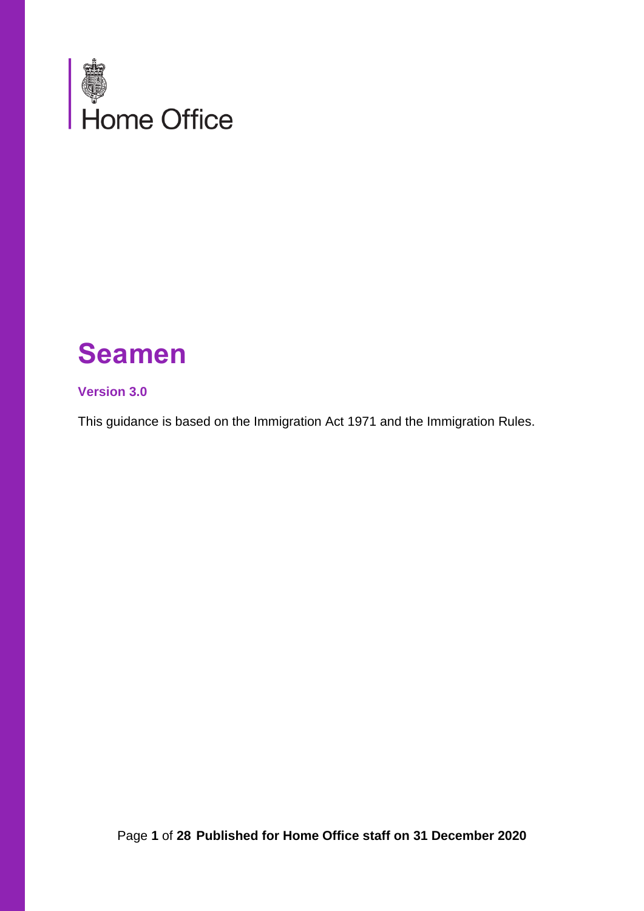Home Office

# Seamen

**Version 3.0**

This guidance is based on the Immigration Act 1971 and the Immigration Rules.

**Published for Home Office staff on 31 December 2020**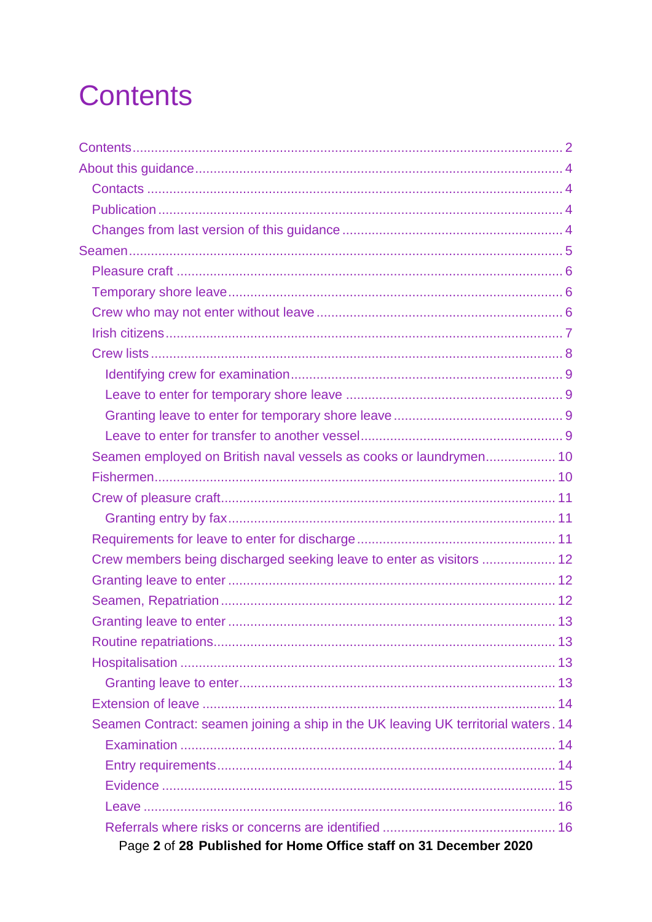# Contents

- Contents ... 2
- About this guidance ... 4
  - Contacts ... 4
  - Publication ... 4
  - Changes from last version of this guidance ... 4
- Seamen ... 5
  - Pleasure craft ... 6
  - Temporary shore leave ... 6
  - Crew who may not enter without leave ... 6
  - Irish citizens ... 7
  - Crew lists ... 8
    - Identifying crew for examination ... 9
    - Leave to enter for temporary shore leave ... 9
    - Granting leave to enter for temporary shore leave ... 9
    - Leave to enter for transfer to another vessel ... 9
  - Seamen employed on British naval vessels as cooks or laundrymen ... 10
  - Fishermen ... 10
  - Crew of pleasure craft ... 11
    - Granting entry by fax ... 11
  - Requirements for leave to enter for discharge ... 11
  - Crew members being discharged seeking leave to enter as visitors ... 12
  - Granting leave to enter ... 12
  - Seamen, Repatriation ... 12
  - Granting leave to enter ... 13
  - Routine repatriations ... 13
  - Hospitalisation ... 13
    - Granting leave to enter ... 13
  - Extension of leave ... 14
  - Seamen Contract: seamen joining a ship in the UK leaving UK territorial waters ... 14
    - Examination ... 14
    - Entry requirements ... 14
    - Evidence ... 15
    - Leave ... 16
    - Referrals where risks or concerns are identified ... 16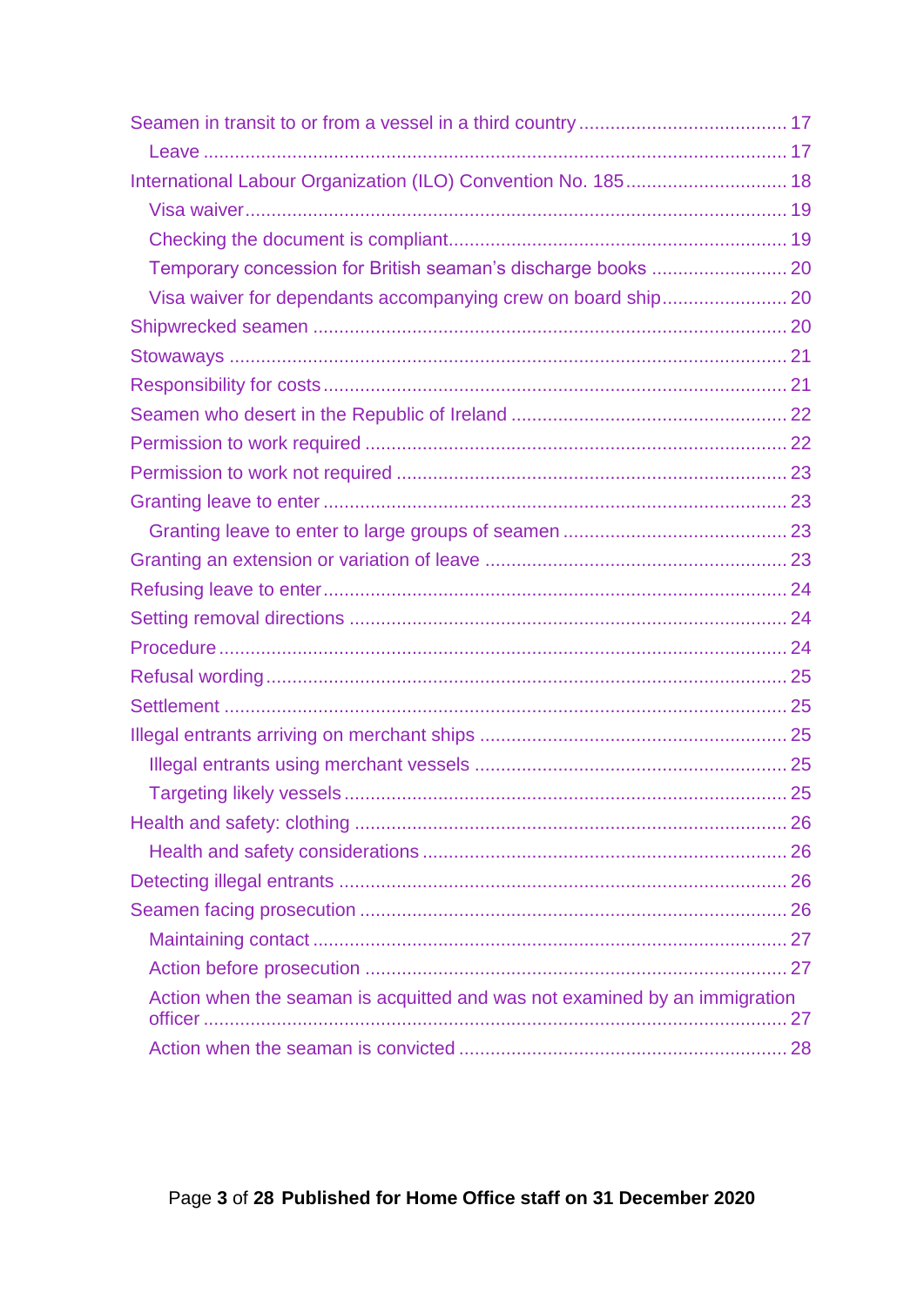- Seamen in transit to or from a vessel in a third country ........ 17
  - Leave ........ 17
- International Labour Organization (ILO) Convention No. 185 ........ 18
  - Visa waiver ........ 19
  - Checking the document is compliant ........ 19
  - Temporary concession for British seaman's discharge books ........ 20
  - Visa waiver for dependants accompanying crew on board ship ........ 20
- Shipwrecked seamen ........ 20
- Stowaways ........ 21
- Responsibility for costs ........ 21
- Seamen who desert in the Republic of Ireland ........ 22
- Permission to work required ........ 22
- Permission to work not required ........ 23
- Granting leave to enter ........ 23
  - Granting leave to enter to large groups of seamen ........ 23
- Granting an extension or variation of leave ........ 23
- Refusing leave to enter ........ 24
- Setting removal directions ........ 24
- Procedure ........ 24
- Refusal wording ........ 25
- Settlement ........ 25
- Illegal entrants arriving on merchant ships ........ 25
  - Illegal entrants using merchant vessels ........ 25
  - Targeting likely vessels ........ 25
- Health and safety: clothing ........ 26
  - Health and safety considerations ........ 26
- Detecting illegal entrants ........ 26
- Seamen facing prosecution ........ 26
  - Maintaining contact ........ 27
  - Action before prosecution ........ 27
  - Action when the seaman is acquitted and was not examined by an immigration officer ........ 27
  - Action when the seaman is convicted ........ 28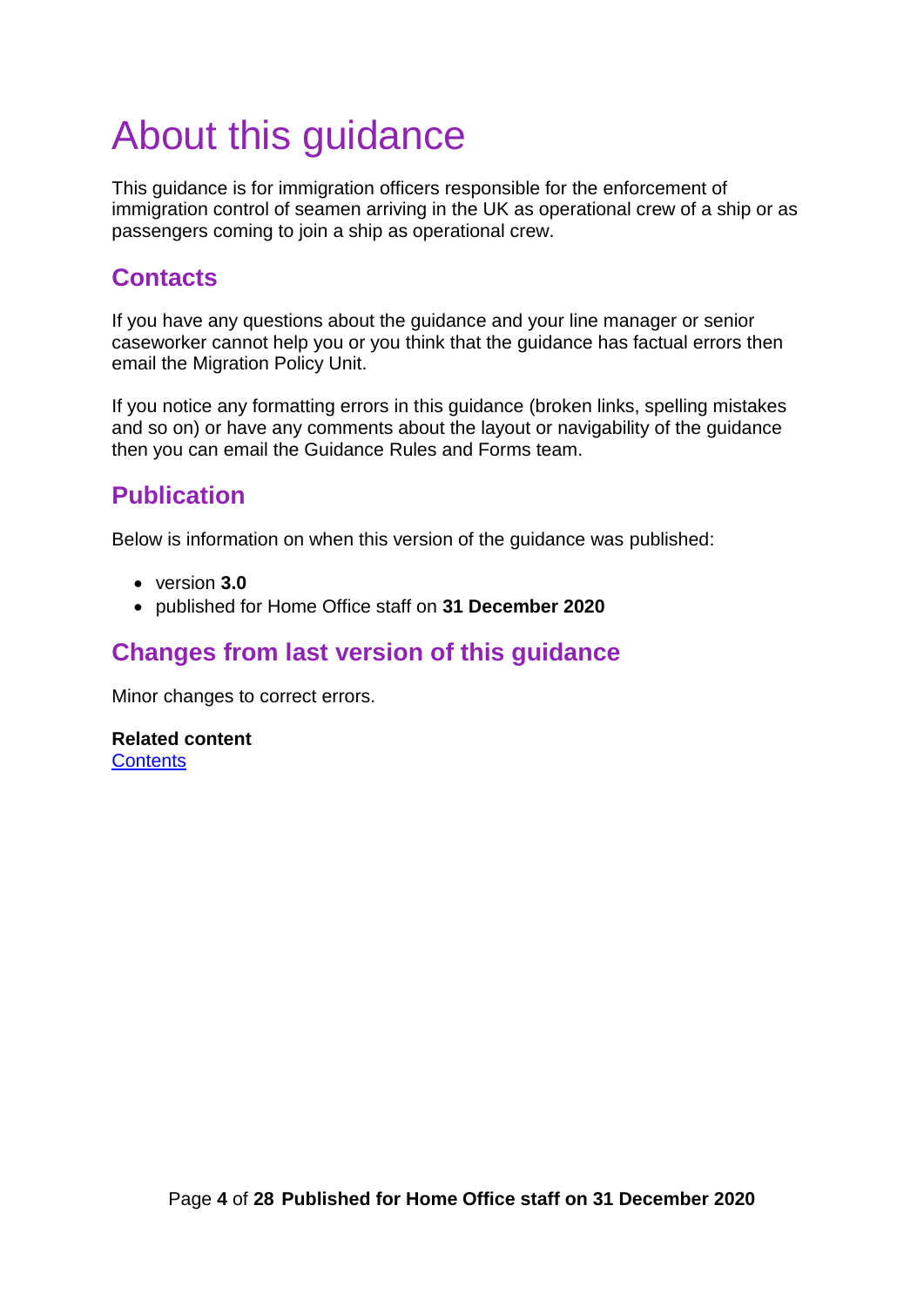# About this guidance

This guidance is for immigration officers responsible for the enforcement of immigration control of seamen arriving in the UK as operational crew of a ship or as passengers coming to join a ship as operational crew.

## Contacts

If you have any questions about the guidance and your line manager or senior caseworker cannot help you or you think that the guidance has factual errors then email the Migration Policy Unit.

If you notice any formatting errors in this guidance (broken links, spelling mistakes and so on) or have any comments about the layout or navigability of the guidance then you can email the Guidance Rules and Forms team.

## Publication

Below is information on when this version of the guidance was published:

- version **3.0**
- published for Home Office staff on **31 December 2020**

## Changes from last version of this guidance

Minor changes to correct errors.

**Related content**
Contents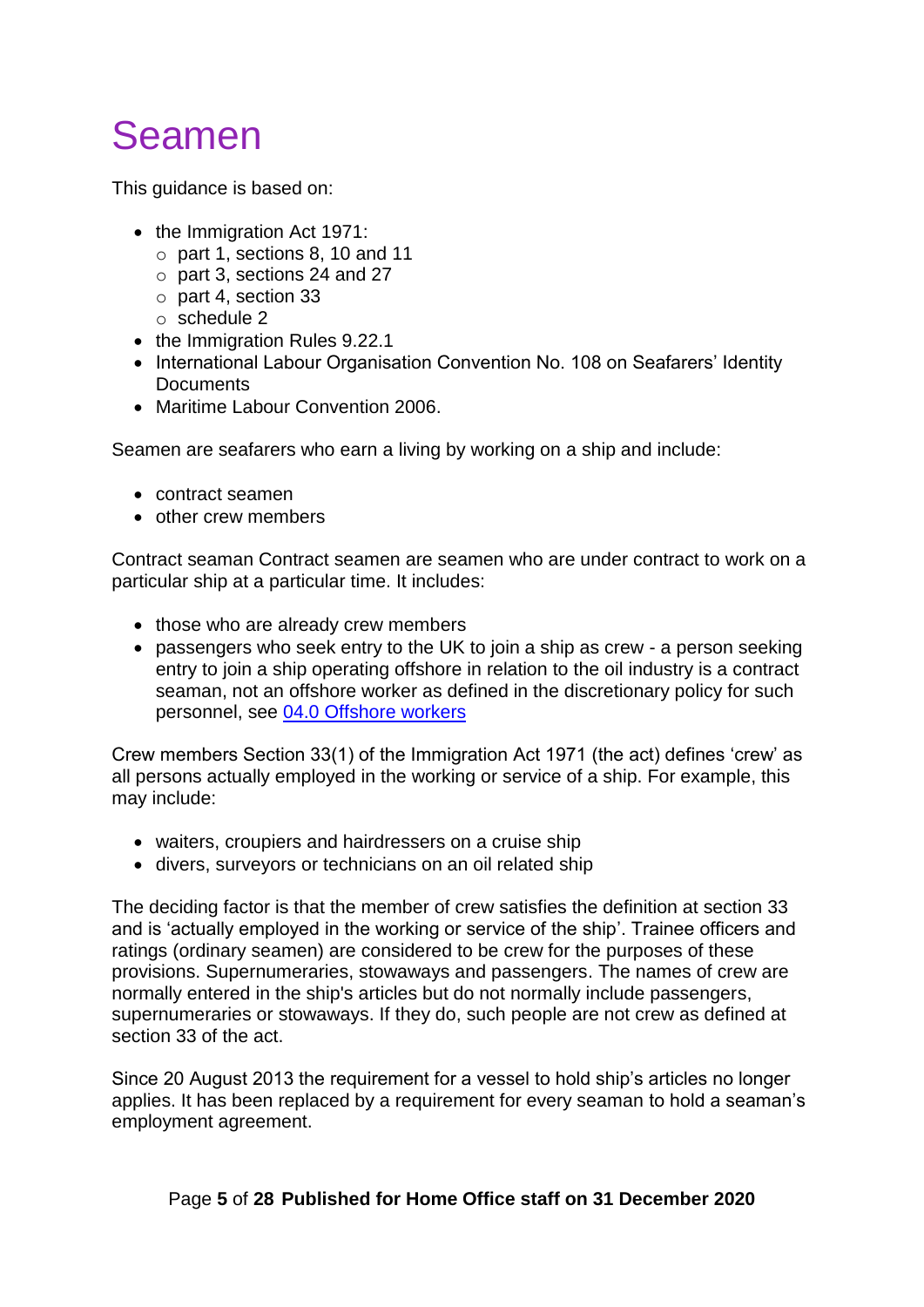# Seamen

This guidance is based on:

- the Immigration Act 1971:
  - part 1, sections 8, 10 and 11
  - part 3, sections 24 and 27
  - part 4, section 33
  - schedule 2
- the Immigration Rules 9.22.1
- International Labour Organisation Convention No. 108 on Seafarers' Identity Documents
- Maritime Labour Convention 2006.

Seamen are seafarers who earn a living by working on a ship and include:

- contract seamen
- other crew members

Contract seaman Contract seamen are seamen who are under contract to work on a particular ship at a particular time. It includes:

- those who are already crew members
- passengers who seek entry to the UK to join a ship as crew - a person seeking entry to join a ship operating offshore in relation to the oil industry is a contract seaman, not an offshore worker as defined in the discretionary policy for such personnel, see [04.0 Offshore workers]()

Crew members Section 33(1) of the Immigration Act 1971 (the act) defines 'crew' as all persons actually employed in the working or service of a ship. For example, this may include:

- waiters, croupiers and hairdressers on a cruise ship
- divers, surveyors or technicians on an oil related ship

The deciding factor is that the member of crew satisfies the definition at section 33 and is 'actually employed in the working or service of the ship'. Trainee officers and ratings (ordinary seamen) are considered to be crew for the purposes of these provisions. Supernumeraries, stowaways and passengers. The names of crew are normally entered in the ship's articles but do not normally include passengers, supernumeraries or stowaways. If they do, such people are not crew as defined at section 33 of the act.

Since 20 August 2013 the requirement for a vessel to hold ship's articles no longer applies. It has been replaced by a requirement for every seaman to hold a seaman's employment agreement.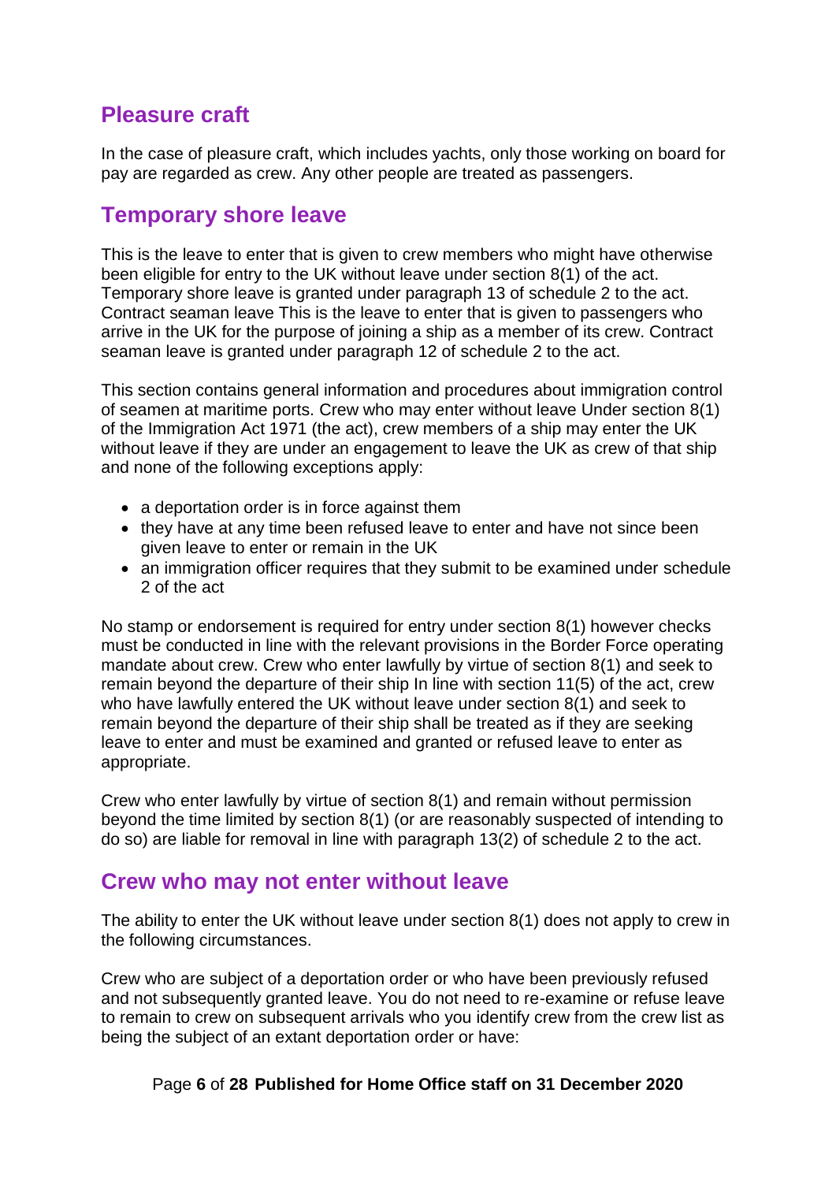## Pleasure craft

In the case of pleasure craft, which includes yachts, only those working on board for pay are regarded as crew. Any other people are treated as passengers.

## Temporary shore leave

This is the leave to enter that is given to crew members who might have otherwise been eligible for entry to the UK without leave under section 8(1) of the act. Temporary shore leave is granted under paragraph 13 of schedule 2 to the act. Contract seaman leave This is the leave to enter that is given to passengers who arrive in the UK for the purpose of joining a ship as a member of its crew. Contract seaman leave is granted under paragraph 12 of schedule 2 to the act.

This section contains general information and procedures about immigration control of seamen at maritime ports. Crew who may enter without leave Under section 8(1) of the Immigration Act 1971 (the act), crew members of a ship may enter the UK without leave if they are under an engagement to leave the UK as crew of that ship and none of the following exceptions apply:

- a deportation order is in force against them
- they have at any time been refused leave to enter and have not since been given leave to enter or remain in the UK
- an immigration officer requires that they submit to be examined under schedule 2 of the act

No stamp or endorsement is required for entry under section 8(1) however checks must be conducted in line with the relevant provisions in the Border Force operating mandate about crew. Crew who enter lawfully by virtue of section 8(1) and seek to remain beyond the departure of their ship In line with section 11(5) of the act, crew who have lawfully entered the UK without leave under section 8(1) and seek to remain beyond the departure of their ship shall be treated as if they are seeking leave to enter and must be examined and granted or refused leave to enter as appropriate.

Crew who enter lawfully by virtue of section 8(1) and remain without permission beyond the time limited by section 8(1) (or are reasonably suspected of intending to do so) are liable for removal in line with paragraph 13(2) of schedule 2 to the act.

## Crew who may not enter without leave

The ability to enter the UK without leave under section 8(1) does not apply to crew in the following circumstances.

Crew who are subject of a deportation order or who have been previously refused and not subsequently granted leave. You do not need to re-examine or refuse leave to remain to crew on subsequent arrivals who you identify crew from the crew list as being the subject of an extant deportation order or have: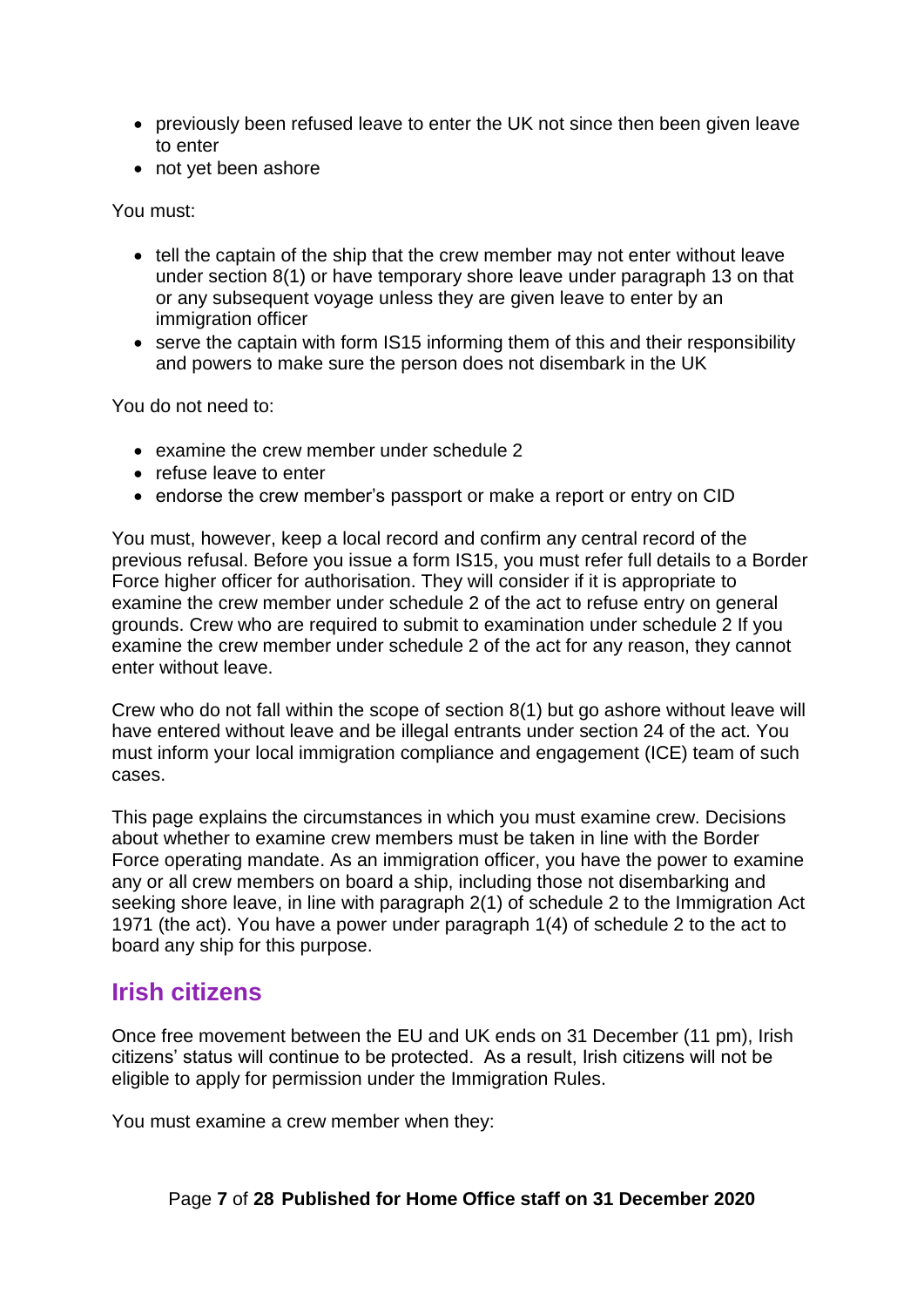- previously been refused leave to enter the UK not since then been given leave to enter
- not yet been ashore

You must:

- tell the captain of the ship that the crew member may not enter without leave under section 8(1) or have temporary shore leave under paragraph 13 on that or any subsequent voyage unless they are given leave to enter by an immigration officer
- serve the captain with form IS15 informing them of this and their responsibility and powers to make sure the person does not disembark in the UK

You do not need to:

- examine the crew member under schedule 2
- refuse leave to enter
- endorse the crew member's passport or make a report or entry on CID

You must, however, keep a local record and confirm any central record of the previous refusal. Before you issue a form IS15, you must refer full details to a Border Force higher officer for authorisation. They will consider if it is appropriate to examine the crew member under schedule 2 of the act to refuse entry on general grounds. Crew who are required to submit to examination under schedule 2 If you examine the crew member under schedule 2 of the act for any reason, they cannot enter without leave.

Crew who do not fall within the scope of section 8(1) but go ashore without leave will have entered without leave and be illegal entrants under section 24 of the act. You must inform your local immigration compliance and engagement (ICE) team of such cases.

This page explains the circumstances in which you must examine crew. Decisions about whether to examine crew members must be taken in line with the Border Force operating mandate. As an immigration officer, you have the power to examine any or all crew members on board a ship, including those not disembarking and seeking shore leave, in line with paragraph 2(1) of schedule 2 to the Immigration Act 1971 (the act). You have a power under paragraph 1(4) of schedule 2 to the act to board any ship for this purpose.

## Irish citizens

Once free movement between the EU and UK ends on 31 December (11 pm), Irish citizens' status will continue to be protected. As a result, Irish citizens will not be eligible to apply for permission under the Immigration Rules.

You must examine a crew member when they: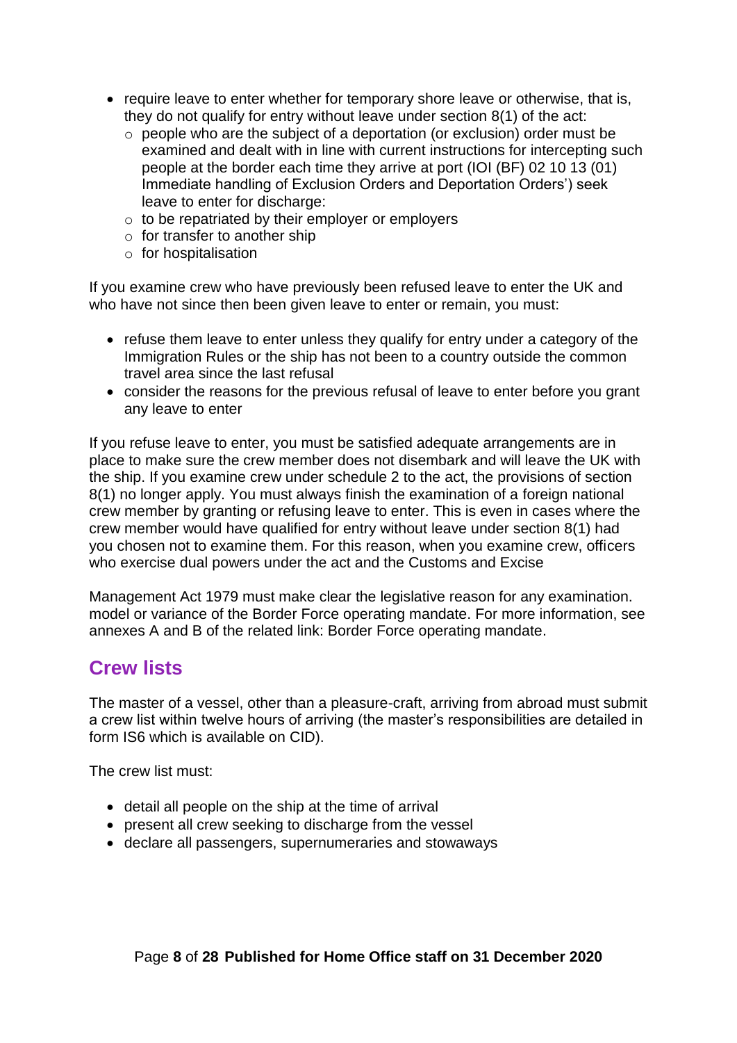- require leave to enter whether for temporary shore leave or otherwise, that is, they do not qualify for entry without leave under section 8(1) of the act:
  - people who are the subject of a deportation (or exclusion) order must be examined and dealt with in line with current instructions for intercepting such people at the border each time they arrive at port (IOI (BF) 02 10 13 (01) Immediate handling of Exclusion Orders and Deportation Orders') seek leave to enter for discharge:
  - to be repatriated by their employer or employers
  - for transfer to another ship
  - for hospitalisation

If you examine crew who have previously been refused leave to enter the UK and who have not since then been given leave to enter or remain, you must:

- refuse them leave to enter unless they qualify for entry under a category of the Immigration Rules or the ship has not been to a country outside the common travel area since the last refusal
- consider the reasons for the previous refusal of leave to enter before you grant any leave to enter

If you refuse leave to enter, you must be satisfied adequate arrangements are in place to make sure the crew member does not disembark and will leave the UK with the ship. If you examine crew under schedule 2 to the act, the provisions of section 8(1) no longer apply. You must always finish the examination of a foreign national crew member by granting or refusing leave to enter. This is even in cases where the crew member would have qualified for entry without leave under section 8(1) had you chosen not to examine them. For this reason, when you examine crew, officers who exercise dual powers under the act and the Customs and Excise

Management Act 1979 must make clear the legislative reason for any examination. model or variance of the Border Force operating mandate. For more information, see annexes A and B of the related link: Border Force operating mandate.

## Crew lists

The master of a vessel, other than a pleasure-craft, arriving from abroad must submit a crew list within twelve hours of arriving (the master's responsibilities are detailed in form IS6 which is available on CID).

The crew list must:

- detail all people on the ship at the time of arrival
- present all crew seeking to discharge from the vessel
- declare all passengers, supernumeraries and stowaways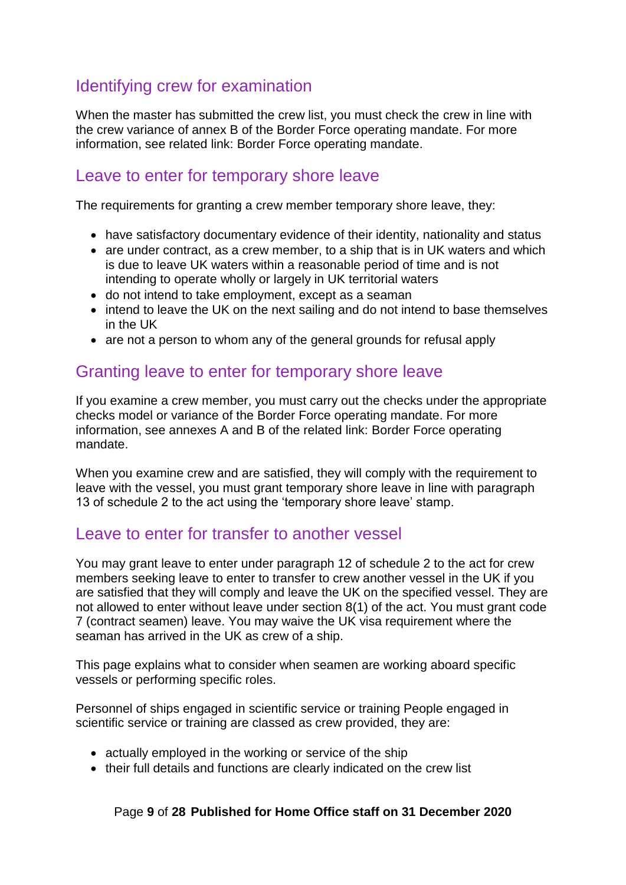## Identifying crew for examination

When the master has submitted the crew list, you must check the crew in line with the crew variance of annex B of the Border Force operating mandate. For more information, see related link: Border Force operating mandate.

## Leave to enter for temporary shore leave

The requirements for granting a crew member temporary shore leave, they:

- have satisfactory documentary evidence of their identity, nationality and status
- are under contract, as a crew member, to a ship that is in UK waters and which is due to leave UK waters within a reasonable period of time and is not intending to operate wholly or largely in UK territorial waters
- do not intend to take employment, except as a seaman
- intend to leave the UK on the next sailing and do not intend to base themselves in the UK
- are not a person to whom any of the general grounds for refusal apply

## Granting leave to enter for temporary shore leave

If you examine a crew member, you must carry out the checks under the appropriate checks model or variance of the Border Force operating mandate. For more information, see annexes A and B of the related link: Border Force operating mandate.

When you examine crew and are satisfied, they will comply with the requirement to leave with the vessel, you must grant temporary shore leave in line with paragraph 13 of schedule 2 to the act using the 'temporary shore leave' stamp.

## Leave to enter for transfer to another vessel

You may grant leave to enter under paragraph 12 of schedule 2 to the act for crew members seeking leave to enter to transfer to crew another vessel in the UK if you are satisfied that they will comply and leave the UK on the specified vessel. They are not allowed to enter without leave under section 8(1) of the act. You must grant code 7 (contract seamen) leave. You may waive the UK visa requirement where the seaman has arrived in the UK as crew of a ship.

This page explains what to consider when seamen are working aboard specific vessels or performing specific roles.

Personnel of ships engaged in scientific service or training People engaged in scientific service or training are classed as crew provided, they are:

- actually employed in the working or service of the ship
- their full details and functions are clearly indicated on the crew list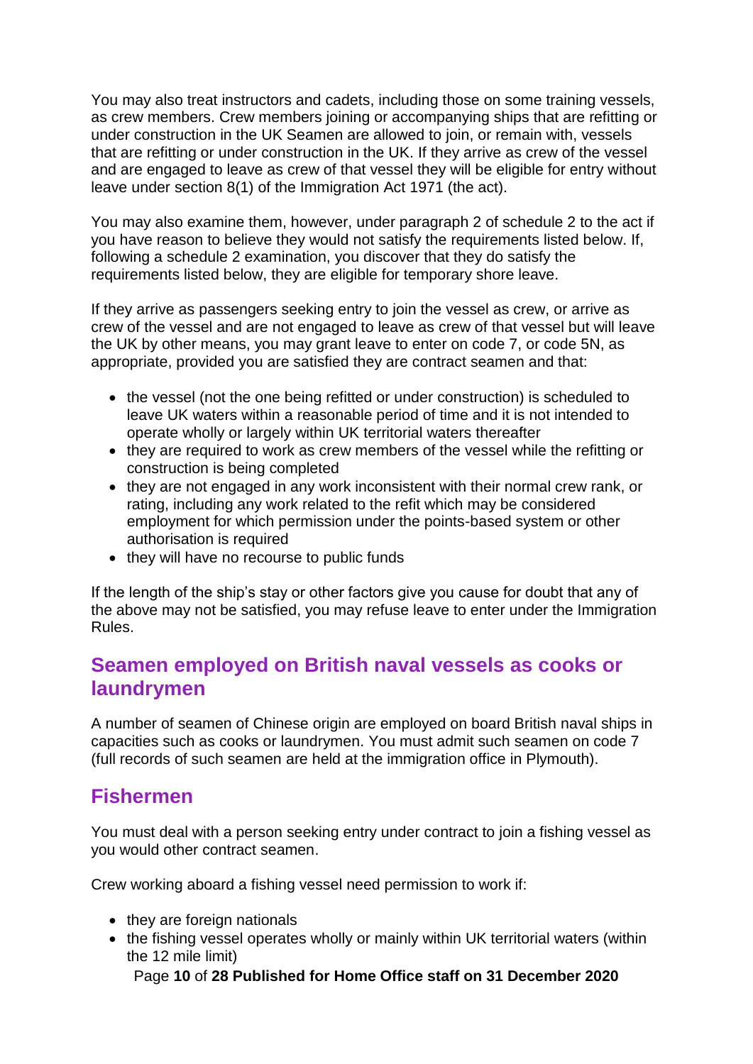You may also treat instructors and cadets, including those on some training vessels, as crew members. Crew members joining or accompanying ships that are refitting or under construction in the UK Seamen are allowed to join, or remain with, vessels that are refitting or under construction in the UK. If they arrive as crew of the vessel and are engaged to leave as crew of that vessel they will be eligible for entry without leave under section 8(1) of the Immigration Act 1971 (the act).

You may also examine them, however, under paragraph 2 of schedule 2 to the act if you have reason to believe they would not satisfy the requirements listed below. If, following a schedule 2 examination, you discover that they do satisfy the requirements listed below, they are eligible for temporary shore leave.

If they arrive as passengers seeking entry to join the vessel as crew, or arrive as crew of the vessel and are not engaged to leave as crew of that vessel but will leave the UK by other means, you may grant leave to enter on code 7, or code 5N, as appropriate, provided you are satisfied they are contract seamen and that:

- the vessel (not the one being refitted or under construction) is scheduled to leave UK waters within a reasonable period of time and it is not intended to operate wholly or largely within UK territorial waters thereafter
- they are required to work as crew members of the vessel while the refitting or construction is being completed
- they are not engaged in any work inconsistent with their normal crew rank, or rating, including any work related to the refit which may be considered employment for which permission under the points-based system or other authorisation is required
- they will have no recourse to public funds

If the length of the ship's stay or other factors give you cause for doubt that any of the above may not be satisfied, you may refuse leave to enter under the Immigration Rules.

## Seamen employed on British naval vessels as cooks or laundrymen

A number of seamen of Chinese origin are employed on board British naval ships in capacities such as cooks or laundrymen. You must admit such seamen on code 7 (full records of such seamen are held at the immigration office in Plymouth).

## Fishermen

You must deal with a person seeking entry under contract to join a fishing vessel as you would other contract seamen.

Crew working aboard a fishing vessel need permission to work if:

- they are foreign nationals
- the fishing vessel operates wholly or mainly within UK territorial waters (within the 12 mile limit)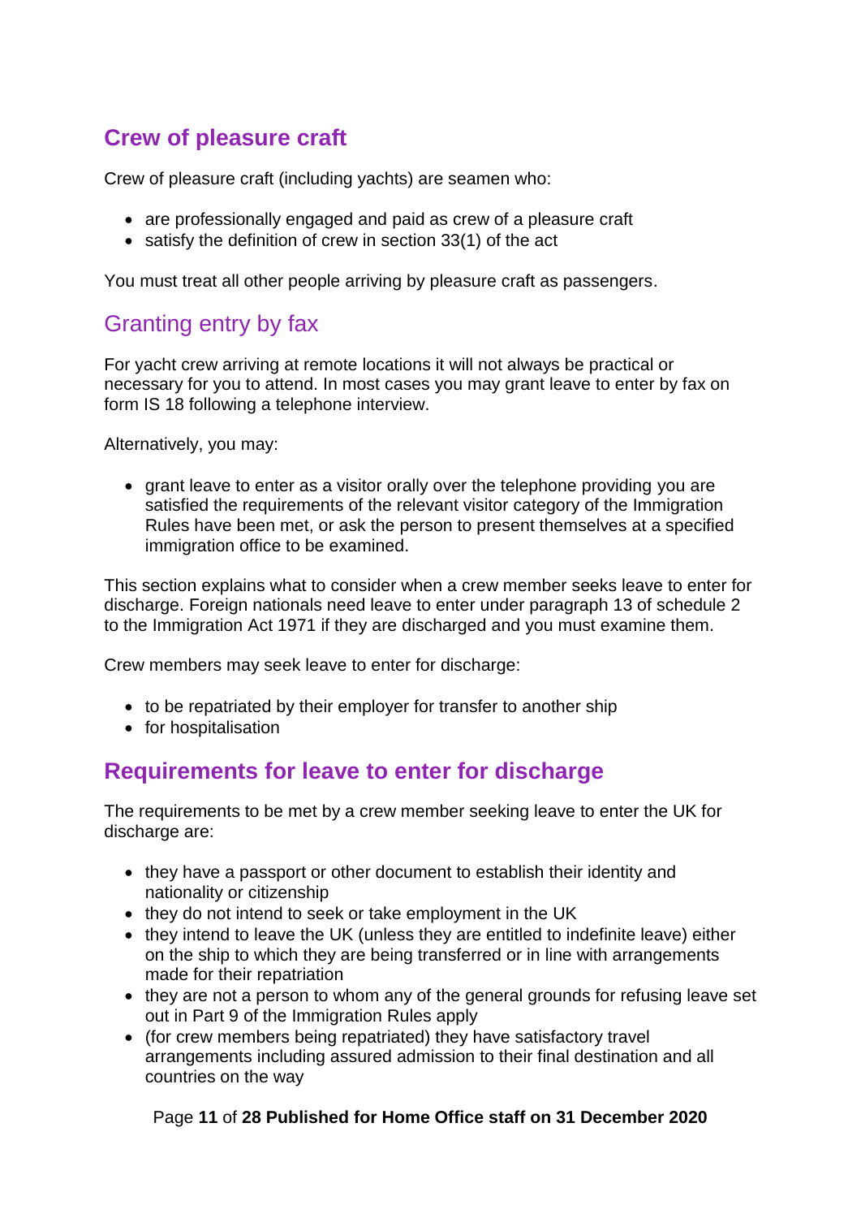## Crew of pleasure craft

Crew of pleasure craft (including yachts) are seamen who:

- are professionally engaged and paid as crew of a pleasure craft
- satisfy the definition of crew in section 33(1) of the act

You must treat all other people arriving by pleasure craft as passengers.

### Granting entry by fax

For yacht crew arriving at remote locations it will not always be practical or necessary for you to attend. In most cases you may grant leave to enter by fax on form IS 18 following a telephone interview.

Alternatively, you may:

- grant leave to enter as a visitor orally over the telephone providing you are satisfied the requirements of the relevant visitor category of the Immigration Rules have been met, or ask the person to present themselves at a specified immigration office to be examined.

This section explains what to consider when a crew member seeks leave to enter for discharge. Foreign nationals need leave to enter under paragraph 13 of schedule 2 to the Immigration Act 1971 if they are discharged and you must examine them.

Crew members may seek leave to enter for discharge:

- to be repatriated by their employer for transfer to another ship
- for hospitalisation

## Requirements for leave to enter for discharge

The requirements to be met by a crew member seeking leave to enter the UK for discharge are:

- they have a passport or other document to establish their identity and nationality or citizenship
- they do not intend to seek or take employment in the UK
- they intend to leave the UK (unless they are entitled to indefinite leave) either on the ship to which they are being transferred or in line with arrangements made for their repatriation
- they are not a person to whom any of the general grounds for refusing leave set out in Part 9 of the Immigration Rules apply
- (for crew members being repatriated) they have satisfactory travel arrangements including assured admission to their final destination and all countries on the way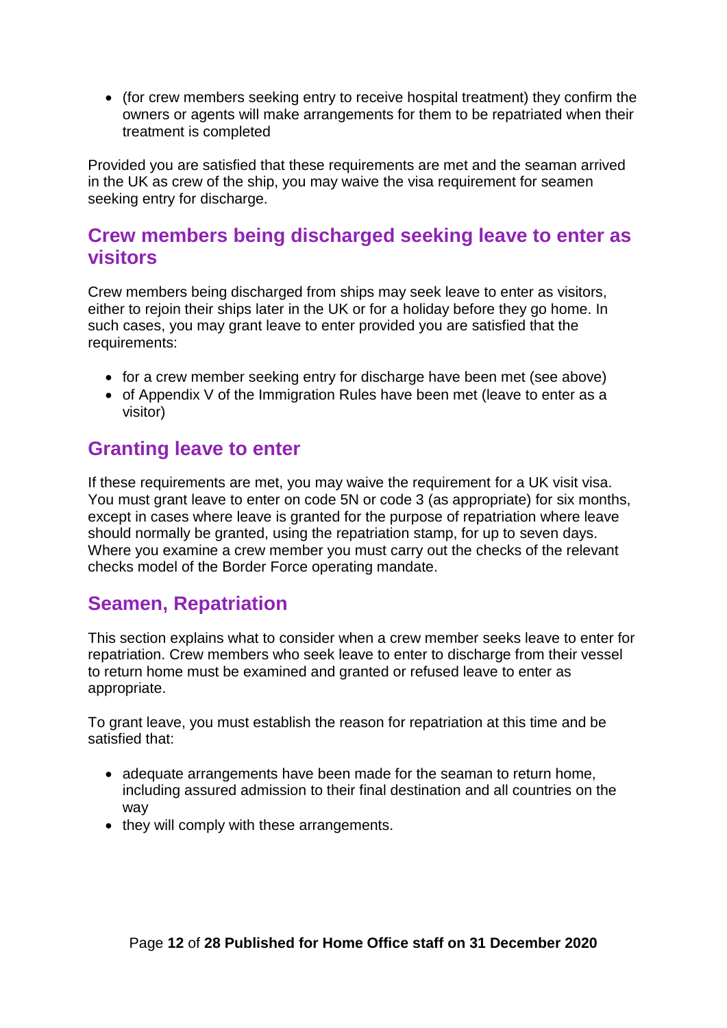- (for crew members seeking entry to receive hospital treatment) they confirm the owners or agents will make arrangements for them to be repatriated when their treatment is completed

Provided you are satisfied that these requirements are met and the seaman arrived in the UK as crew of the ship, you may waive the visa requirement for seamen seeking entry for discharge.

## Crew members being discharged seeking leave to enter as visitors

Crew members being discharged from ships may seek leave to enter as visitors, either to rejoin their ships later in the UK or for a holiday before they go home. In such cases, you may grant leave to enter provided you are satisfied that the requirements:

- for a crew member seeking entry for discharge have been met (see above)
- of Appendix V of the Immigration Rules have been met (leave to enter as a visitor)

## Granting leave to enter

If these requirements are met, you may waive the requirement for a UK visit visa. You must grant leave to enter on code 5N or code 3 (as appropriate) for six months, except in cases where leave is granted for the purpose of repatriation where leave should normally be granted, using the repatriation stamp, for up to seven days. Where you examine a crew member you must carry out the checks of the relevant checks model of the Border Force operating mandate.

## Seamen, Repatriation

This section explains what to consider when a crew member seeks leave to enter for repatriation. Crew members who seek leave to enter to discharge from their vessel to return home must be examined and granted or refused leave to enter as appropriate.

To grant leave, you must establish the reason for repatriation at this time and be satisfied that:

- adequate arrangements have been made for the seaman to return home, including assured admission to their final destination and all countries on the way
- they will comply with these arrangements.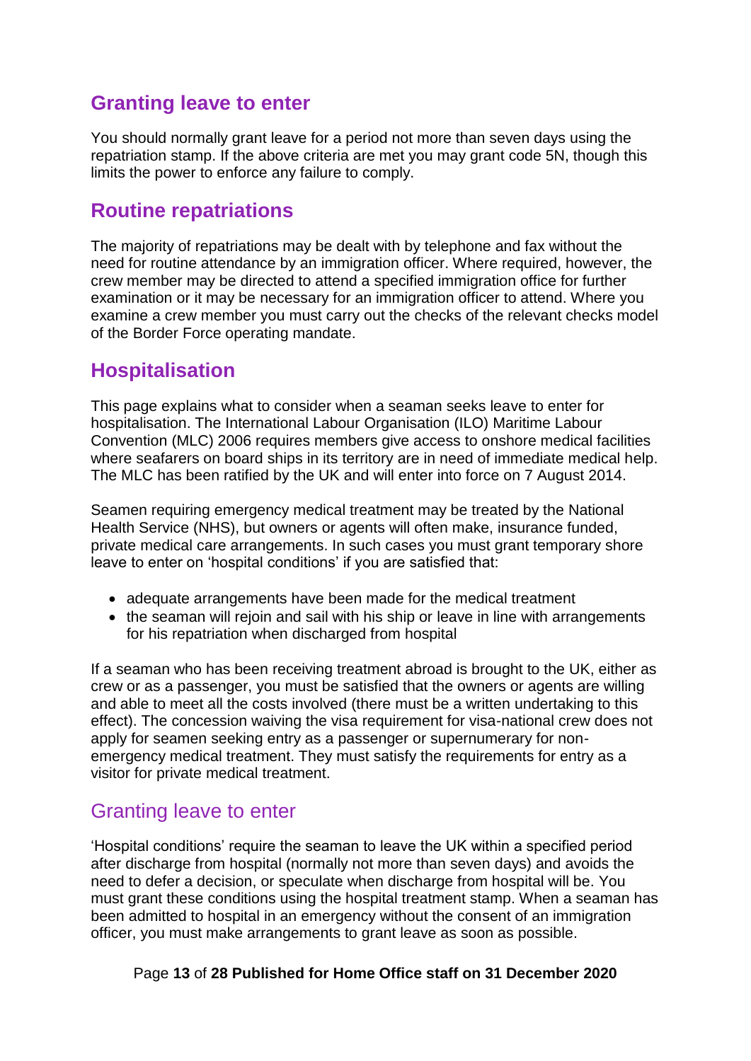## Granting leave to enter

You should normally grant leave for a period not more than seven days using the repatriation stamp. If the above criteria are met you may grant code 5N, though this limits the power to enforce any failure to comply.

## Routine repatriations

The majority of repatriations may be dealt with by telephone and fax without the need for routine attendance by an immigration officer. Where required, however, the crew member may be directed to attend a specified immigration office for further examination or it may be necessary for an immigration officer to attend. Where you examine a crew member you must carry out the checks of the relevant checks model of the Border Force operating mandate.

## Hospitalisation

This page explains what to consider when a seaman seeks leave to enter for hospitalisation. The International Labour Organisation (ILO) Maritime Labour Convention (MLC) 2006 requires members give access to onshore medical facilities where seafarers on board ships in its territory are in need of immediate medical help. The MLC has been ratified by the UK and will enter into force on 7 August 2014.

Seamen requiring emergency medical treatment may be treated by the National Health Service (NHS), but owners or agents will often make, insurance funded, private medical care arrangements. In such cases you must grant temporary shore leave to enter on 'hospital conditions' if you are satisfied that:

- adequate arrangements have been made for the medical treatment
- the seaman will rejoin and sail with his ship or leave in line with arrangements for his repatriation when discharged from hospital

If a seaman who has been receiving treatment abroad is brought to the UK, either as crew or as a passenger, you must be satisfied that the owners or agents are willing and able to meet all the costs involved (there must be a written undertaking to this effect). The concession waiving the visa requirement for visa-national crew does not apply for seamen seeking entry as a passenger or supernumerary for non-emergency medical treatment. They must satisfy the requirements for entry as a visitor for private medical treatment.

### Granting leave to enter

'Hospital conditions' require the seaman to leave the UK within a specified period after discharge from hospital (normally not more than seven days) and avoids the need to defer a decision, or speculate when discharge from hospital will be. You must grant these conditions using the hospital treatment stamp. When a seaman has been admitted to hospital in an emergency without the consent of an immigration officer, you must make arrangements to grant leave as soon as possible.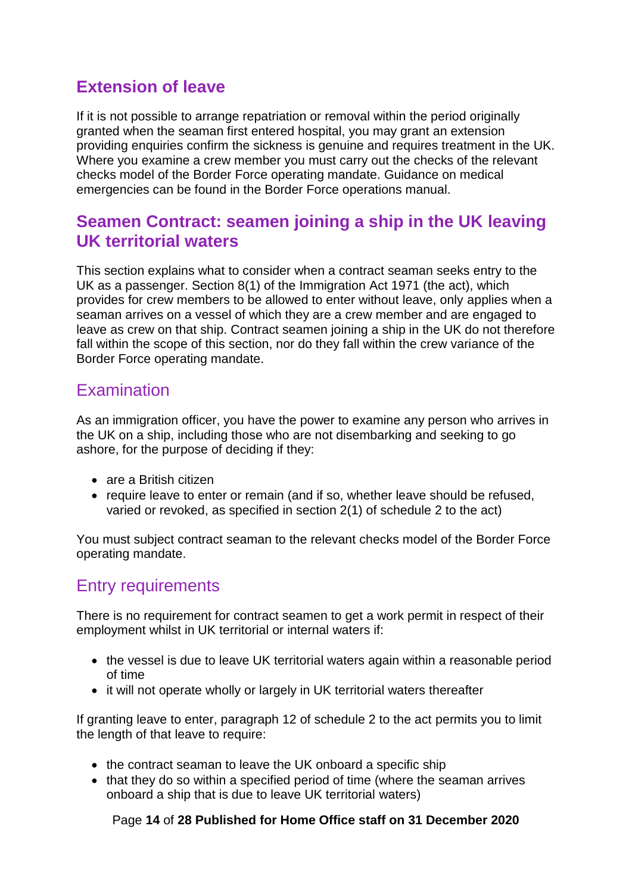## Extension of leave

If it is not possible to arrange repatriation or removal within the period originally granted when the seaman first entered hospital, you may grant an extension providing enquiries confirm the sickness is genuine and requires treatment in the UK. Where you examine a crew member you must carry out the checks of the relevant checks model of the Border Force operating mandate. Guidance on medical emergencies can be found in the Border Force operations manual.

## Seamen Contract: seamen joining a ship in the UK leaving UK territorial waters

This section explains what to consider when a contract seaman seeks entry to the UK as a passenger. Section 8(1) of the Immigration Act 1971 (the act), which provides for crew members to be allowed to enter without leave, only applies when a seaman arrives on a vessel of which they are a crew member and are engaged to leave as crew on that ship. Contract seamen joining a ship in the UK do not therefore fall within the scope of this section, nor do they fall within the crew variance of the Border Force operating mandate.

### Examination

As an immigration officer, you have the power to examine any person who arrives in the UK on a ship, including those who are not disembarking and seeking to go ashore, for the purpose of deciding if they:

- are a British citizen
- require leave to enter or remain (and if so, whether leave should be refused, varied or revoked, as specified in section 2(1) of schedule 2 to the act)

You must subject contract seaman to the relevant checks model of the Border Force operating mandate.

### Entry requirements

There is no requirement for contract seamen to get a work permit in respect of their employment whilst in UK territorial or internal waters if:

- the vessel is due to leave UK territorial waters again within a reasonable period of time
- it will not operate wholly or largely in UK territorial waters thereafter

If granting leave to enter, paragraph 12 of schedule 2 to the act permits you to limit the length of that leave to require:

- the contract seaman to leave the UK onboard a specific ship
- that they do so within a specified period of time (where the seaman arrives onboard a ship that is due to leave UK territorial waters)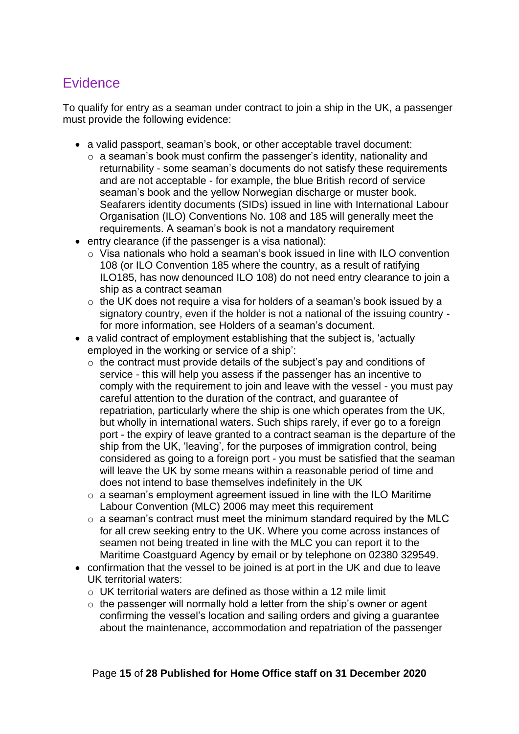## Evidence

To qualify for entry as a seaman under contract to join a ship in the UK, a passenger must provide the following evidence:

- a valid passport, seaman's book, or other acceptable travel document:
  - a seaman's book must confirm the passenger's identity, nationality and returnability - some seaman's documents do not satisfy these requirements and are not acceptable - for example, the blue British record of service seaman's book and the yellow Norwegian discharge or muster book. Seafarers identity documents (SIDs) issued in line with International Labour Organisation (ILO) Conventions No. 108 and 185 will generally meet the requirements. A seaman's book is not a mandatory requirement
- entry clearance (if the passenger is a visa national):
  - Visa nationals who hold a seaman's book issued in line with ILO convention 108 (or ILO Convention 185 where the country, as a result of ratifying ILO185, has now denounced ILO 108) do not need entry clearance to join a ship as a contract seaman
  - the UK does not require a visa for holders of a seaman's book issued by a signatory country, even if the holder is not a national of the issuing country - for more information, see Holders of a seaman's document.
- a valid contract of employment establishing that the subject is, 'actually employed in the working or service of a ship':
  - the contract must provide details of the subject's pay and conditions of service - this will help you assess if the passenger has an incentive to comply with the requirement to join and leave with the vessel - you must pay careful attention to the duration of the contract, and guarantee of repatriation, particularly where the ship is one which operates from the UK, but wholly in international waters. Such ships rarely, if ever go to a foreign port - the expiry of leave granted to a contract seaman is the departure of the ship from the UK, 'leaving', for the purposes of immigration control, being considered as going to a foreign port - you must be satisfied that the seaman will leave the UK by some means within a reasonable period of time and does not intend to base themselves indefinitely in the UK
  - a seaman's employment agreement issued in line with the ILO Maritime Labour Convention (MLC) 2006 may meet this requirement
  - a seaman's contract must meet the minimum standard required by the MLC for all crew seeking entry to the UK. Where you come across instances of seamen not being treated in line with the MLC you can report it to the Maritime Coastguard Agency by email or by telephone on 02380 329549.
- confirmation that the vessel to be joined is at port in the UK and due to leave UK territorial waters:
  - UK territorial waters are defined as those within a 12 mile limit
  - the passenger will normally hold a letter from the ship's owner or agent confirming the vessel's location and sailing orders and giving a guarantee about the maintenance, accommodation and repatriation of the passenger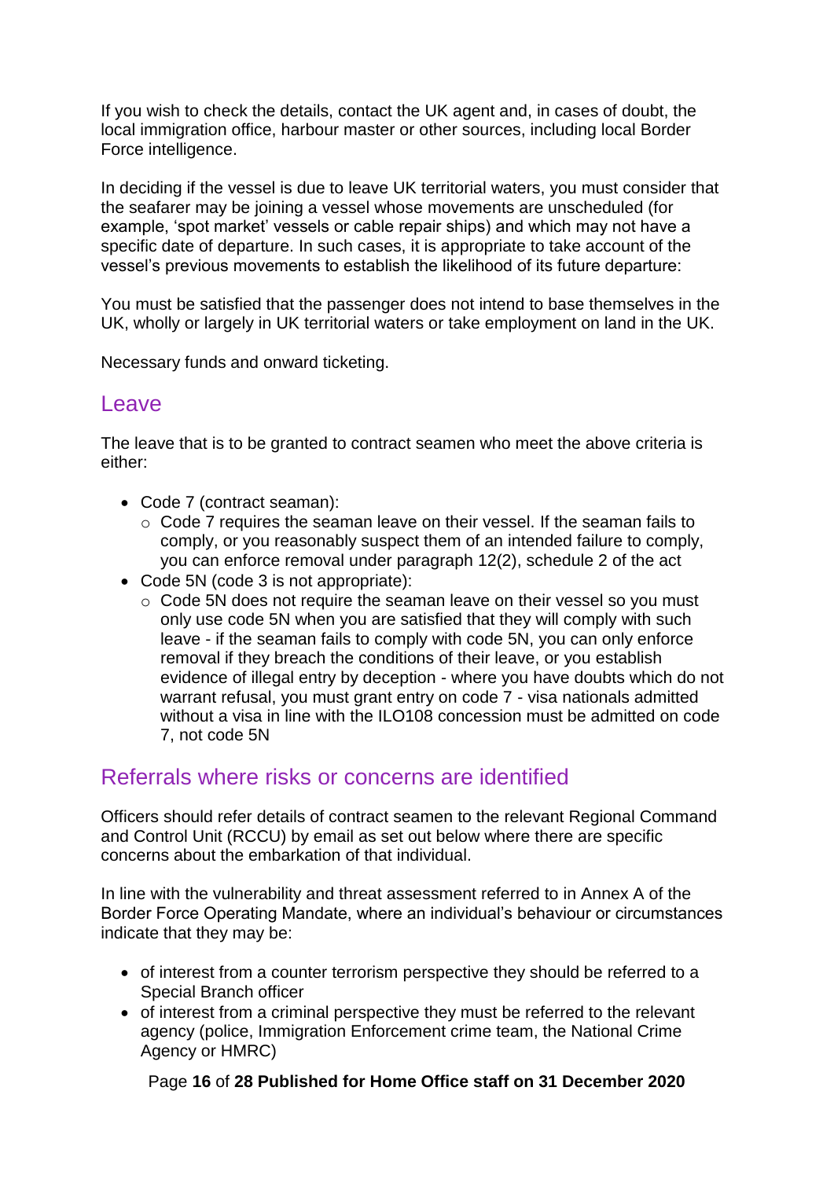If you wish to check the details, contact the UK agent and, in cases of doubt, the local immigration office, harbour master or other sources, including local Border Force intelligence.

In deciding if the vessel is due to leave UK territorial waters, you must consider that the seafarer may be joining a vessel whose movements are unscheduled (for example, 'spot market' vessels or cable repair ships) and which may not have a specific date of departure. In such cases, it is appropriate to take account of the vessel's previous movements to establish the likelihood of its future departure:

You must be satisfied that the passenger does not intend to base themselves in the UK, wholly or largely in UK territorial waters or take employment on land in the UK.

Necessary funds and onward ticketing.

## Leave

The leave that is to be granted to contract seamen who meet the above criteria is either:

- Code 7 (contract seaman):
  - Code 7 requires the seaman leave on their vessel. If the seaman fails to comply, or you reasonably suspect them of an intended failure to comply, you can enforce removal under paragraph 12(2), schedule 2 of the act
- Code 5N (code 3 is not appropriate):
  - Code 5N does not require the seaman leave on their vessel so you must only use code 5N when you are satisfied that they will comply with such leave - if the seaman fails to comply with code 5N, you can only enforce removal if they breach the conditions of their leave, or you establish evidence of illegal entry by deception - where you have doubts which do not warrant refusal, you must grant entry on code 7 - visa nationals admitted without a visa in line with the ILO108 concession must be admitted on code 7, not code 5N

## Referrals where risks or concerns are identified

Officers should refer details of contract seamen to the relevant Regional Command and Control Unit (RCCU) by email as set out below where there are specific concerns about the embarkation of that individual.

In line with the vulnerability and threat assessment referred to in Annex A of the Border Force Operating Mandate, where an individual's behaviour or circumstances indicate that they may be:

- of interest from a counter terrorism perspective they should be referred to a Special Branch officer
- of interest from a criminal perspective they must be referred to the relevant agency (police, Immigration Enforcement crime team, the National Crime Agency or HMRC)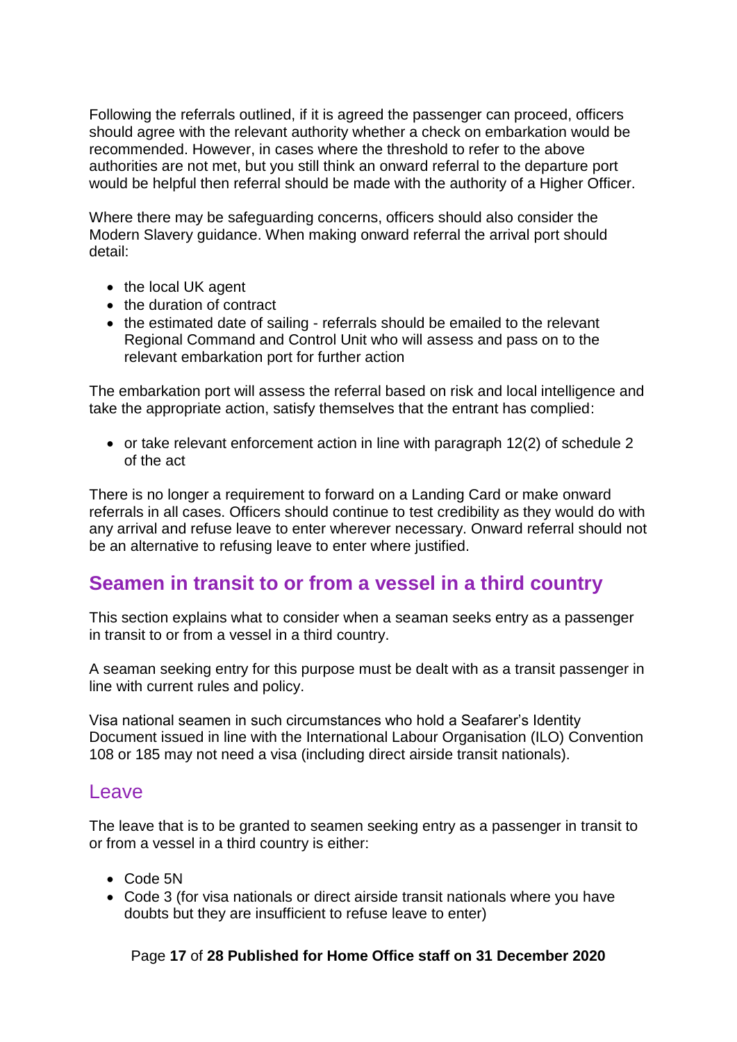Following the referrals outlined, if it is agreed the passenger can proceed, officers should agree with the relevant authority whether a check on embarkation would be recommended. However, in cases where the threshold to refer to the above authorities are not met, but you still think an onward referral to the departure port would be helpful then referral should be made with the authority of a Higher Officer.

Where there may be safeguarding concerns, officers should also consider the Modern Slavery guidance. When making onward referral the arrival port should detail:

- the local UK agent
- the duration of contract
- the estimated date of sailing - referrals should be emailed to the relevant Regional Command and Control Unit who will assess and pass on to the relevant embarkation port for further action

The embarkation port will assess the referral based on risk and local intelligence and take the appropriate action, satisfy themselves that the entrant has complied:

- or take relevant enforcement action in line with paragraph 12(2) of schedule 2 of the act

There is no longer a requirement to forward on a Landing Card or make onward referrals in all cases. Officers should continue to test credibility as they would do with any arrival and refuse leave to enter wherever necessary. Onward referral should not be an alternative to refusing leave to enter where justified.

## Seamen in transit to or from a vessel in a third country

This section explains what to consider when a seaman seeks entry as a passenger in transit to or from a vessel in a third country.

A seaman seeking entry for this purpose must be dealt with as a transit passenger in line with current rules and policy.

Visa national seamen in such circumstances who hold a Seafarer's Identity Document issued in line with the International Labour Organisation (ILO) Convention 108 or 185 may not need a visa (including direct airside transit nationals).

### Leave

The leave that is to be granted to seamen seeking entry as a passenger in transit to or from a vessel in a third country is either:

- Code 5N
- Code 3 (for visa nationals or direct airside transit nationals where you have doubts but they are insufficient to refuse leave to enter)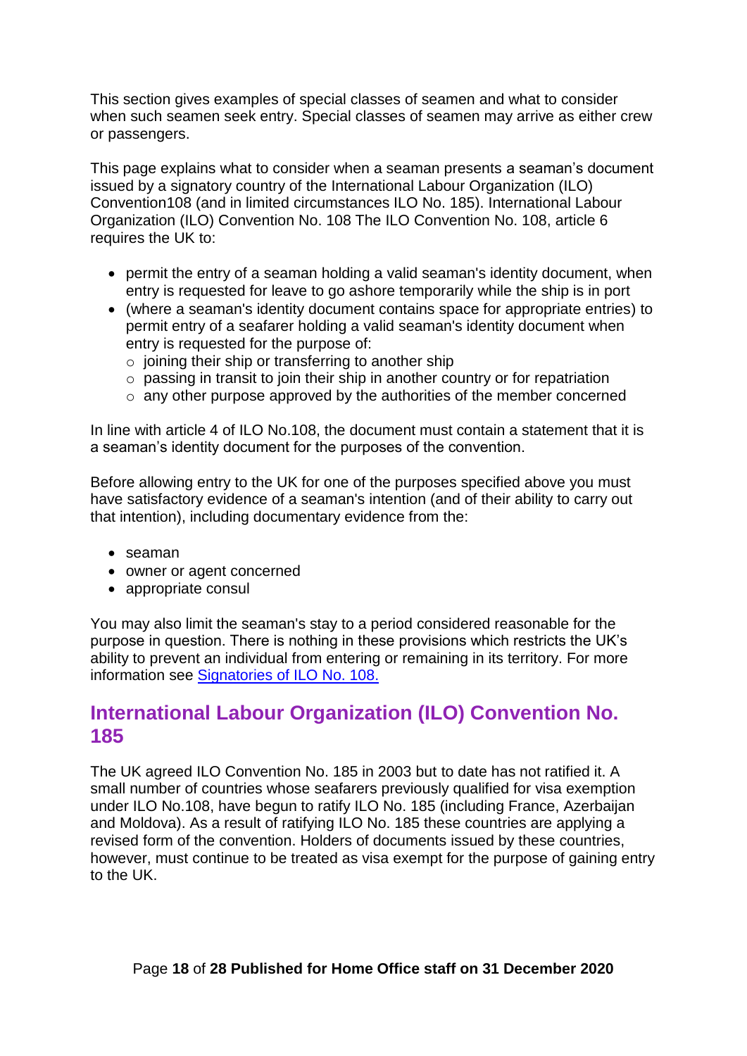This section gives examples of special classes of seamen and what to consider when such seamen seek entry. Special classes of seamen may arrive as either crew or passengers.

This page explains what to consider when a seaman presents a seaman's document issued by a signatory country of the International Labour Organization (ILO) Convention108 (and in limited circumstances ILO No. 185). International Labour Organization (ILO) Convention No. 108 The ILO Convention No. 108, article 6 requires the UK to:

- permit the entry of a seaman holding a valid seaman's identity document, when entry is requested for leave to go ashore temporarily while the ship is in port
- (where a seaman's identity document contains space for appropriate entries) to permit entry of a seafarer holding a valid seaman's identity document when entry is requested for the purpose of:
  - joining their ship or transferring to another ship
  - passing in transit to join their ship in another country or for repatriation
  - any other purpose approved by the authorities of the member concerned

In line with article 4 of ILO No.108, the document must contain a statement that it is a seaman's identity document for the purposes of the convention.

Before allowing entry to the UK for one of the purposes specified above you must have satisfactory evidence of a seaman's intention (and of their ability to carry out that intention), including documentary evidence from the:

- seaman
- owner or agent concerned
- appropriate consul

You may also limit the seaman's stay to a period considered reasonable for the purpose in question. There is nothing in these provisions which restricts the UK's ability to prevent an individual from entering or remaining in its territory. For more information see [Signatories of ILO No. 108.]

## International Labour Organization (ILO) Convention No. 185

The UK agreed ILO Convention No. 185 in 2003 but to date has not ratified it. A small number of countries whose seafarers previously qualified for visa exemption under ILO No.108, have begun to ratify ILO No. 185 (including France, Azerbaijan and Moldova). As a result of ratifying ILO No. 185 these countries are applying a revised form of the convention. Holders of documents issued by these countries, however, must continue to be treated as visa exempt for the purpose of gaining entry to the UK.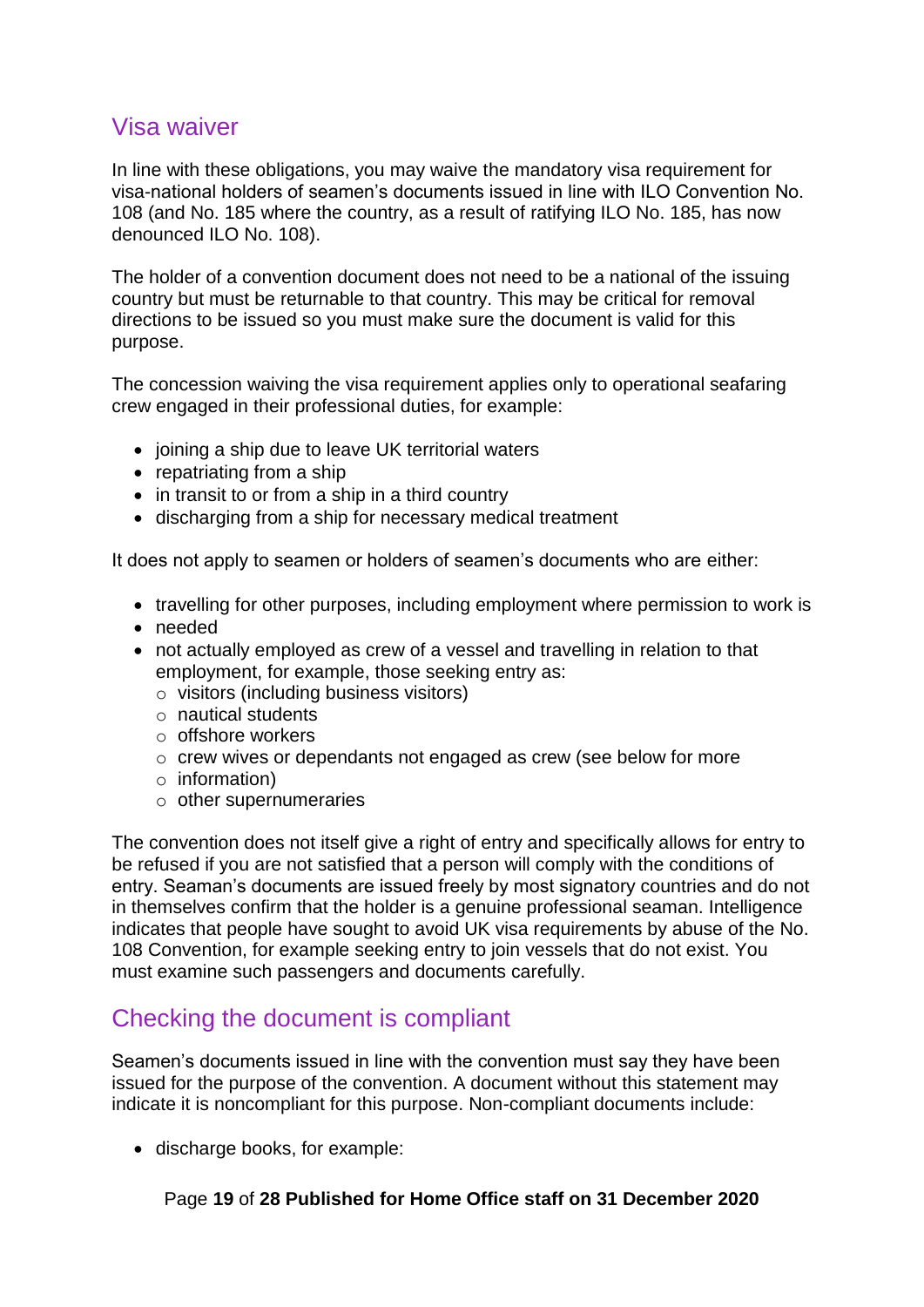## Visa waiver

In line with these obligations, you may waive the mandatory visa requirement for visa-national holders of seamen's documents issued in line with ILO Convention No. 108 (and No. 185 where the country, as a result of ratifying ILO No. 185, has now denounced ILO No. 108).

The holder of a convention document does not need to be a national of the issuing country but must be returnable to that country. This may be critical for removal directions to be issued so you must make sure the document is valid for this purpose.

The concession waiving the visa requirement applies only to operational seafaring crew engaged in their professional duties, for example:

- joining a ship due to leave UK territorial waters
- repatriating from a ship
- in transit to or from a ship in a third country
- discharging from a ship for necessary medical treatment

It does not apply to seamen or holders of seamen's documents who are either:

- travelling for other purposes, including employment where permission to work is
- needed
- not actually employed as crew of a vessel and travelling in relation to that employment, for example, those seeking entry as:
  - visitors (including business visitors)
  - nautical students
  - offshore workers
  - crew wives or dependants not engaged as crew (see below for more
  - information)
  - other supernumeraries

The convention does not itself give a right of entry and specifically allows for entry to be refused if you are not satisfied that a person will comply with the conditions of entry. Seaman's documents are issued freely by most signatory countries and do not in themselves confirm that the holder is a genuine professional seaman. Intelligence indicates that people have sought to avoid UK visa requirements by abuse of the No. 108 Convention, for example seeking entry to join vessels that do not exist. You must examine such passengers and documents carefully.

## Checking the document is compliant

Seamen's documents issued in line with the convention must say they have been issued for the purpose of the convention. A document without this statement may indicate it is noncompliant for this purpose. Non-compliant documents include:

- discharge books, for example: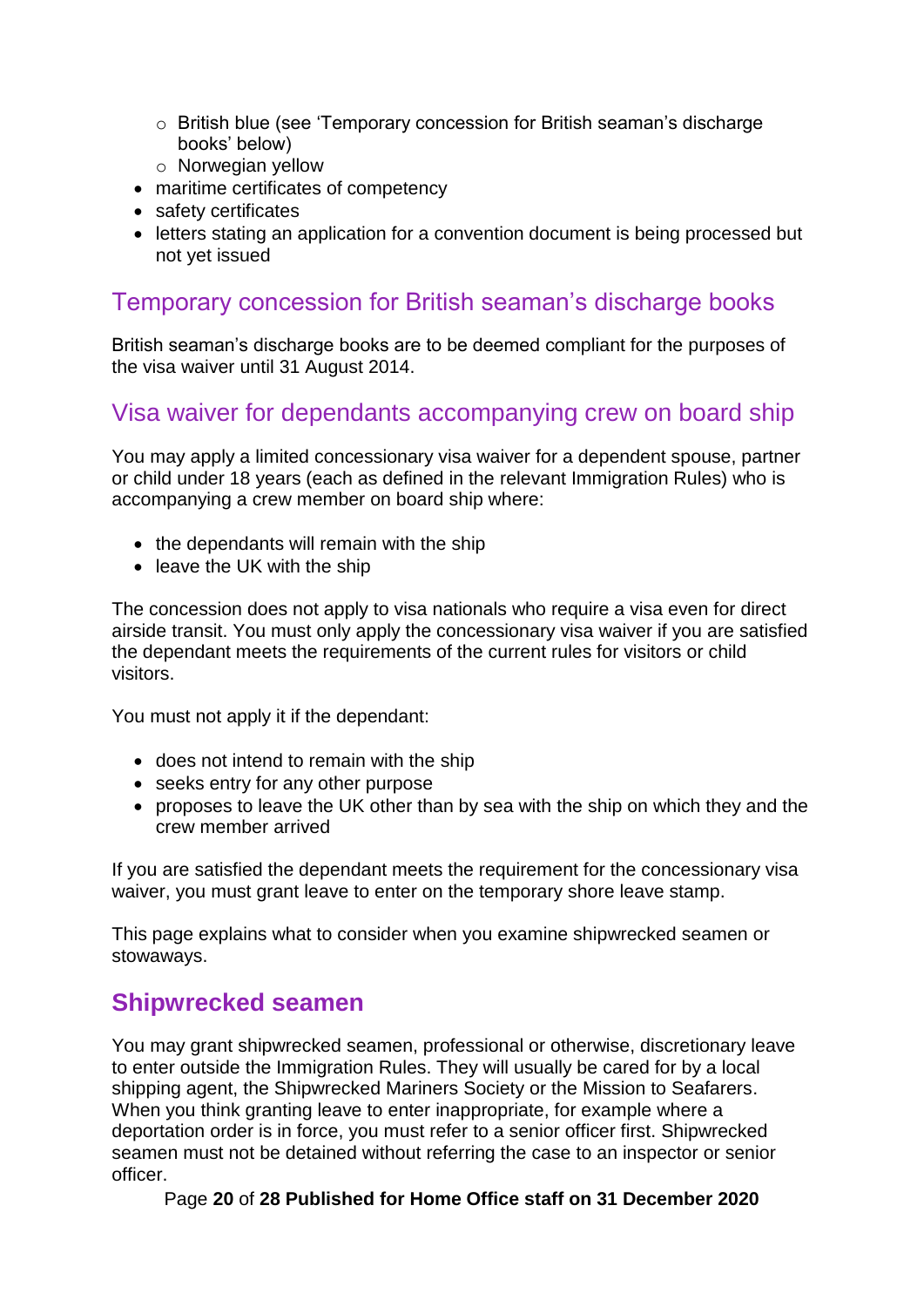- British blue (see 'Temporary concession for British seaman's discharge books' below)
    - Norwegian yellow
- maritime certificates of competency
- safety certificates
- letters stating an application for a convention document is being processed but not yet issued

### Temporary concession for British seaman's discharge books

British seaman's discharge books are to be deemed compliant for the purposes of the visa waiver until 31 August 2014.

### Visa waiver for dependants accompanying crew on board ship

You may apply a limited concessionary visa waiver for a dependent spouse, partner or child under 18 years (each as defined in the relevant Immigration Rules) who is accompanying a crew member on board ship where:

- the dependants will remain with the ship
- leave the UK with the ship

The concession does not apply to visa nationals who require a visa even for direct airside transit. You must only apply the concessionary visa waiver if you are satisfied the dependant meets the requirements of the current rules for visitors or child visitors.

You must not apply it if the dependant:

- does not intend to remain with the ship
- seeks entry for any other purpose
- proposes to leave the UK other than by sea with the ship on which they and the crew member arrived

If you are satisfied the dependant meets the requirement for the concessionary visa waiver, you must grant leave to enter on the temporary shore leave stamp.

This page explains what to consider when you examine shipwrecked seamen or stowaways.

## Shipwrecked seamen

You may grant shipwrecked seamen, professional or otherwise, discretionary leave to enter outside the Immigration Rules. They will usually be cared for by a local shipping agent, the Shipwrecked Mariners Society or the Mission to Seafarers. When you think granting leave to enter inappropriate, for example where a deportation order is in force, you must refer to a senior officer first. Shipwrecked seamen must not be detained without referring the case to an inspector or senior officer.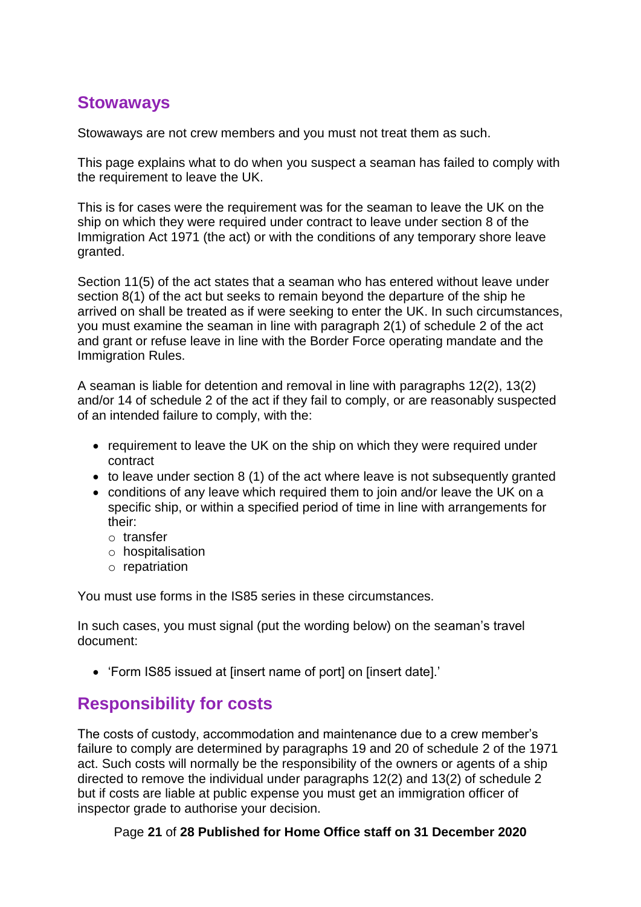## Stowaways

Stowaways are not crew members and you must not treat them as such.

This page explains what to do when you suspect a seaman has failed to comply with the requirement to leave the UK.

This is for cases were the requirement was for the seaman to leave the UK on the ship on which they were required under contract to leave under section 8 of the Immigration Act 1971 (the act) or with the conditions of any temporary shore leave granted.

Section 11(5) of the act states that a seaman who has entered without leave under section 8(1) of the act but seeks to remain beyond the departure of the ship he arrived on shall be treated as if were seeking to enter the UK. In such circumstances, you must examine the seaman in line with paragraph 2(1) of schedule 2 of the act and grant or refuse leave in line with the Border Force operating mandate and the Immigration Rules.

A seaman is liable for detention and removal in line with paragraphs 12(2), 13(2) and/or 14 of schedule 2 of the act if they fail to comply, or are reasonably suspected of an intended failure to comply, with the:

- requirement to leave the UK on the ship on which they were required under contract
- to leave under section 8 (1) of the act where leave is not subsequently granted
- conditions of any leave which required them to join and/or leave the UK on a specific ship, or within a specified period of time in line with arrangements for their:
  - transfer
  - hospitalisation
  - repatriation

You must use forms in the IS85 series in these circumstances.

In such cases, you must signal (put the wording below) on the seaman's travel document:

- 'Form IS85 issued at [insert name of port] on [insert date].'

## Responsibility for costs

The costs of custody, accommodation and maintenance due to a crew member's failure to comply are determined by paragraphs 19 and 20 of schedule 2 of the 1971 act. Such costs will normally be the responsibility of the owners or agents of a ship directed to remove the individual under paragraphs 12(2) and 13(2) of schedule 2 but if costs are liable at public expense you must get an immigration officer of inspector grade to authorise your decision.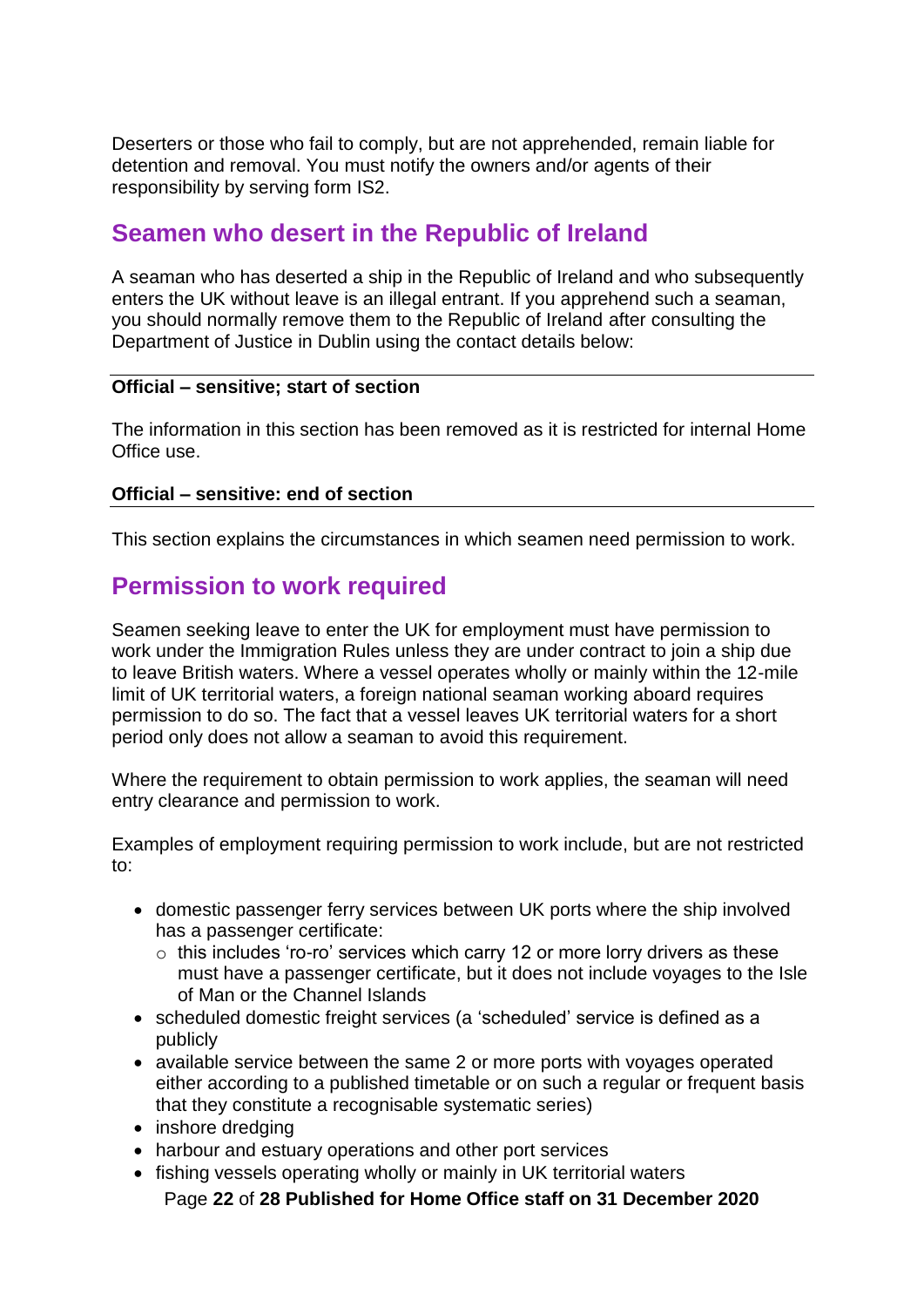Deserters or those who fail to comply, but are not apprehended, remain liable for detention and removal. You must notify the owners and/or agents of their responsibility by serving form IS2.

## Seamen who desert in the Republic of Ireland

A seaman who has deserted a ship in the Republic of Ireland and who subsequently enters the UK without leave is an illegal entrant. If you apprehend such a seaman, you should normally remove them to the Republic of Ireland after consulting the Department of Justice in Dublin using the contact details below:

---

**Official – sensitive; start of section**

The information in this section has been removed as it is restricted for internal Home Office use.

**Official – sensitive: end of section**

---

This section explains the circumstances in which seamen need permission to work.

## Permission to work required

Seamen seeking leave to enter the UK for employment must have permission to work under the Immigration Rules unless they are under contract to join a ship due to leave British waters. Where a vessel operates wholly or mainly within the 12-mile limit of UK territorial waters, a foreign national seaman working aboard requires permission to do so. The fact that a vessel leaves UK territorial waters for a short period only does not allow a seaman to avoid this requirement.

Where the requirement to obtain permission to work applies, the seaman will need entry clearance and permission to work.

Examples of employment requiring permission to work include, but are not restricted to:

- domestic passenger ferry services between UK ports where the ship involved has a passenger certificate:
  - this includes 'ro-ro' services which carry 12 or more lorry drivers as these must have a passenger certificate, but it does not include voyages to the Isle of Man or the Channel Islands
- scheduled domestic freight services (a 'scheduled' service is defined as a publicly
- available service between the same 2 or more ports with voyages operated either according to a published timetable or on such a regular or frequent basis that they constitute a recognisable systematic series)
- inshore dredging
- harbour and estuary operations and other port services
- fishing vessels operating wholly or mainly in UK territorial waters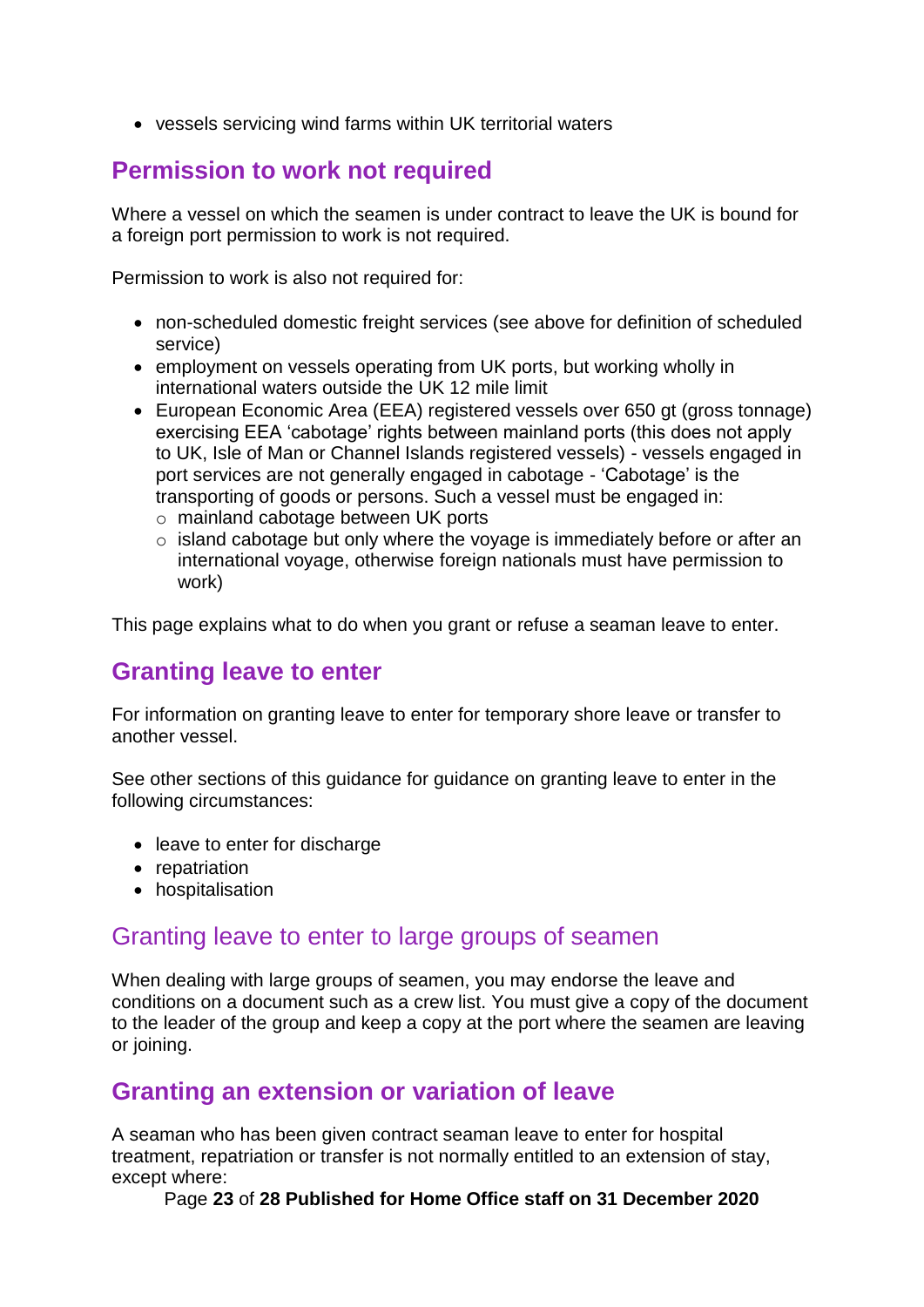- vessels servicing wind farms within UK territorial waters

## Permission to work not required

Where a vessel on which the seamen is under contract to leave the UK is bound for a foreign port permission to work is not required.

Permission to work is also not required for:

- non-scheduled domestic freight services (see above for definition of scheduled service)
- employment on vessels operating from UK ports, but working wholly in international waters outside the UK 12 mile limit
- European Economic Area (EEA) registered vessels over 650 gt (gross tonnage) exercising EEA 'cabotage' rights between mainland ports (this does not apply to UK, Isle of Man or Channel Islands registered vessels) - vessels engaged in port services are not generally engaged in cabotage - 'Cabotage' is the transporting of goods or persons. Such a vessel must be engaged in:
    - mainland cabotage between UK ports
    - island cabotage but only where the voyage is immediately before or after an international voyage, otherwise foreign nationals must have permission to work)

This page explains what to do when you grant or refuse a seaman leave to enter.

## Granting leave to enter

For information on granting leave to enter for temporary shore leave or transfer to another vessel.

See other sections of this guidance for guidance on granting leave to enter in the following circumstances:

- leave to enter for discharge
- repatriation
- hospitalisation

### Granting leave to enter to large groups of seamen

When dealing with large groups of seamen, you may endorse the leave and conditions on a document such as a crew list. You must give a copy of the document to the leader of the group and keep a copy at the port where the seamen are leaving or joining.

## Granting an extension or variation of leave

A seaman who has been given contract seaman leave to enter for hospital treatment, repatriation or transfer is not normally entitled to an extension of stay, except where: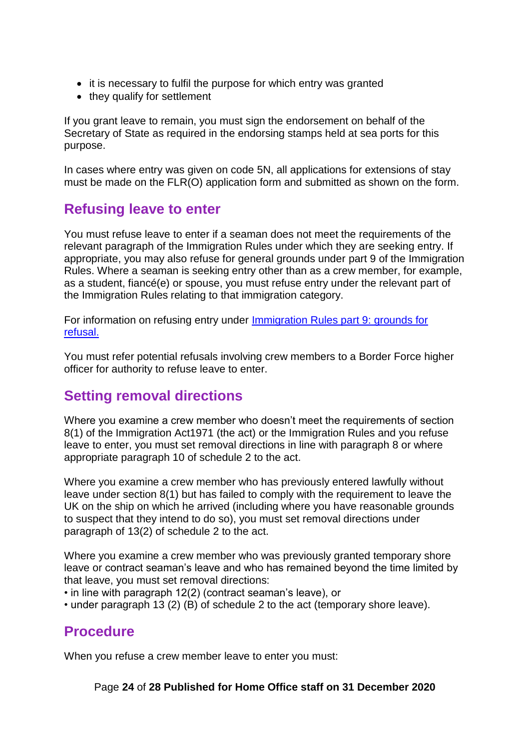- it is necessary to fulfil the purpose for which entry was granted
- they qualify for settlement

If you grant leave to remain, you must sign the endorsement on behalf of the Secretary of State as required in the endorsing stamps held at sea ports for this purpose.

In cases where entry was given on code 5N, all applications for extensions of stay must be made on the FLR(O) application form and submitted as shown on the form.

## Refusing leave to enter

You must refuse leave to enter if a seaman does not meet the requirements of the relevant paragraph of the Immigration Rules under which they are seeking entry. If appropriate, you may also refuse for general grounds under part 9 of the Immigration Rules. Where a seaman is seeking entry other than as a crew member, for example, as a student, fiancé(e) or spouse, you must refuse entry under the relevant part of the Immigration Rules relating to that immigration category.

For information on refusing entry under [Immigration Rules part 9: grounds for refusal.]()

You must refer potential refusals involving crew members to a Border Force higher officer for authority to refuse leave to enter.

## Setting removal directions

Where you examine a crew member who doesn't meet the requirements of section 8(1) of the Immigration Act1971 (the act) or the Immigration Rules and you refuse leave to enter, you must set removal directions in line with paragraph 8 or where appropriate paragraph 10 of schedule 2 to the act.

Where you examine a crew member who has previously entered lawfully without leave under section 8(1) but has failed to comply with the requirement to leave the UK on the ship on which he arrived (including where you have reasonable grounds to suspect that they intend to do so), you must set removal directions under paragraph of 13(2) of schedule 2 to the act.

Where you examine a crew member who was previously granted temporary shore leave or contract seaman's leave and who has remained beyond the time limited by that leave, you must set removal directions:

- in line with paragraph 12(2) (contract seaman's leave), or
- under paragraph 13 (2) (B) of schedule 2 to the act (temporary shore leave).

## Procedure

When you refuse a crew member leave to enter you must: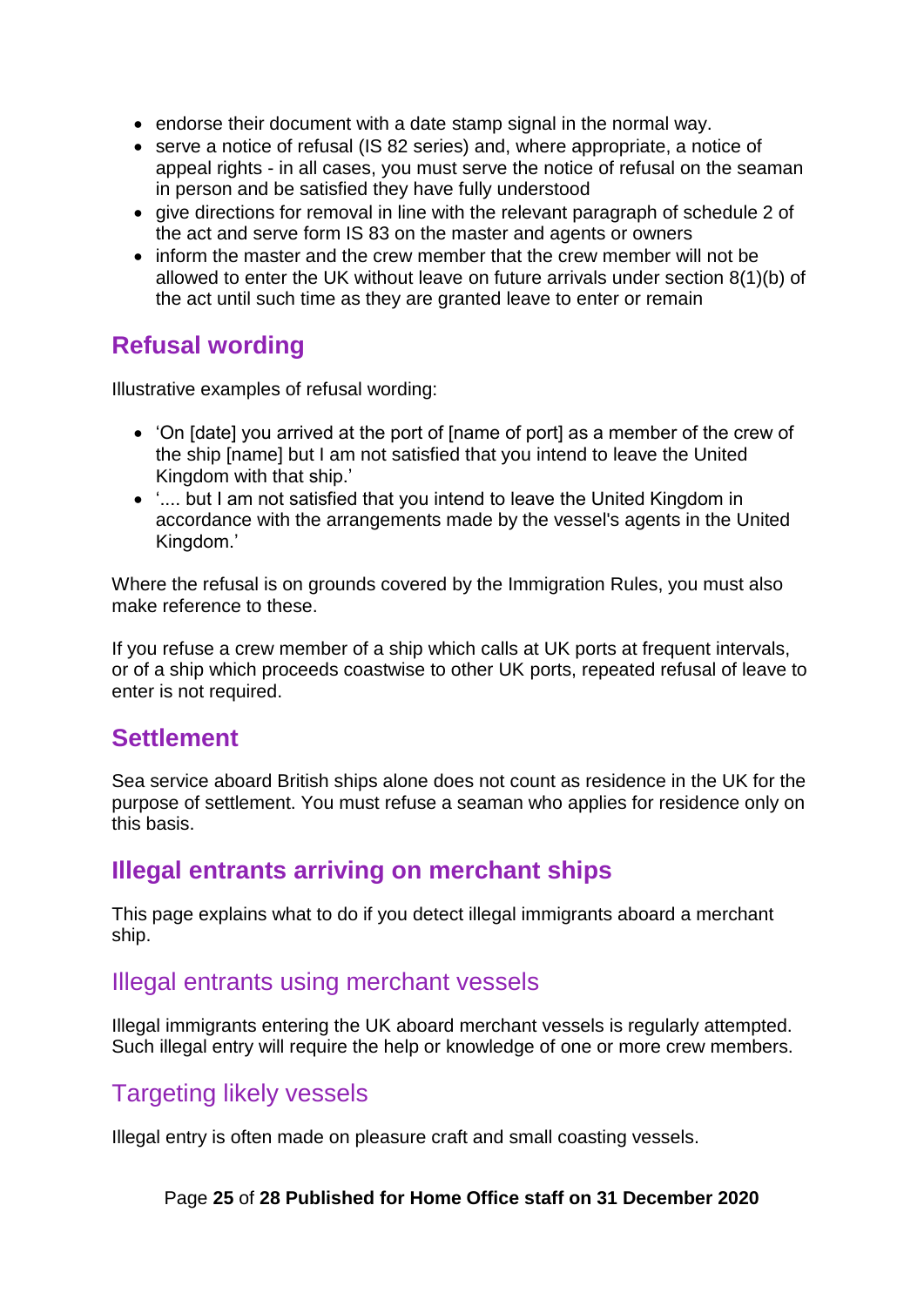- endorse their document with a date stamp signal in the normal way.
- serve a notice of refusal (IS 82 series) and, where appropriate, a notice of appeal rights - in all cases, you must serve the notice of refusal on the seaman in person and be satisfied they have fully understood
- give directions for removal in line with the relevant paragraph of schedule 2 of the act and serve form IS 83 on the master and agents or owners
- inform the master and the crew member that the crew member will not be allowed to enter the UK without leave on future arrivals under section 8(1)(b) of the act until such time as they are granted leave to enter or remain

## Refusal wording

Illustrative examples of refusal wording:

- 'On [date] you arrived at the port of [name of port] as a member of the crew of the ship [name] but I am not satisfied that you intend to leave the United Kingdom with that ship.'
- '.... but I am not satisfied that you intend to leave the United Kingdom in accordance with the arrangements made by the vessel's agents in the United Kingdom.'

Where the refusal is on grounds covered by the Immigration Rules, you must also make reference to these.

If you refuse a crew member of a ship which calls at UK ports at frequent intervals, or of a ship which proceeds coastwise to other UK ports, repeated refusal of leave to enter is not required.

## Settlement

Sea service aboard British ships alone does not count as residence in the UK for the purpose of settlement. You must refuse a seaman who applies for residence only on this basis.

## Illegal entrants arriving on merchant ships

This page explains what to do if you detect illegal immigrants aboard a merchant ship.

### Illegal entrants using merchant vessels

Illegal immigrants entering the UK aboard merchant vessels is regularly attempted. Such illegal entry will require the help or knowledge of one or more crew members.

### Targeting likely vessels

Illegal entry is often made on pleasure craft and small coasting vessels.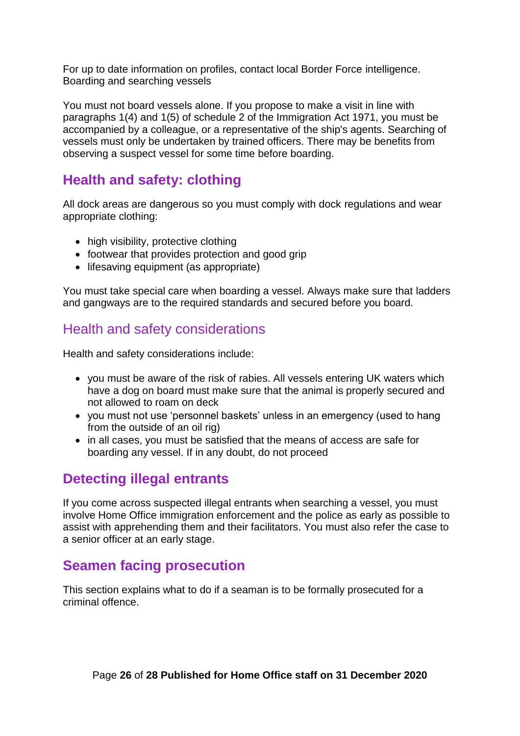For up to date information on profiles, contact local Border Force intelligence.
Boarding and searching vessels

You must not board vessels alone. If you propose to make a visit in line with paragraphs 1(4) and 1(5) of schedule 2 of the Immigration Act 1971, you must be accompanied by a colleague, or a representative of the ship's agents. Searching of vessels must only be undertaken by trained officers. There may be benefits from observing a suspect vessel for some time before boarding.

## Health and safety: clothing

All dock areas are dangerous so you must comply with dock regulations and wear appropriate clothing:

- high visibility, protective clothing
- footwear that provides protection and good grip
- lifesaving equipment (as appropriate)

You must take special care when boarding a vessel. Always make sure that ladders and gangways are to the required standards and secured before you board.

### Health and safety considerations

Health and safety considerations include:

- you must be aware of the risk of rabies. All vessels entering UK waters which have a dog on board must make sure that the animal is properly secured and not allowed to roam on deck
- you must not use 'personnel baskets' unless in an emergency (used to hang from the outside of an oil rig)
- in all cases, you must be satisfied that the means of access are safe for boarding any vessel. If in any doubt, do not proceed

## Detecting illegal entrants

If you come across suspected illegal entrants when searching a vessel, you must involve Home Office immigration enforcement and the police as early as possible to assist with apprehending them and their facilitators. You must also refer the case to a senior officer at an early stage.

## Seamen facing prosecution

This section explains what to do if a seaman is to be formally prosecuted for a criminal offence.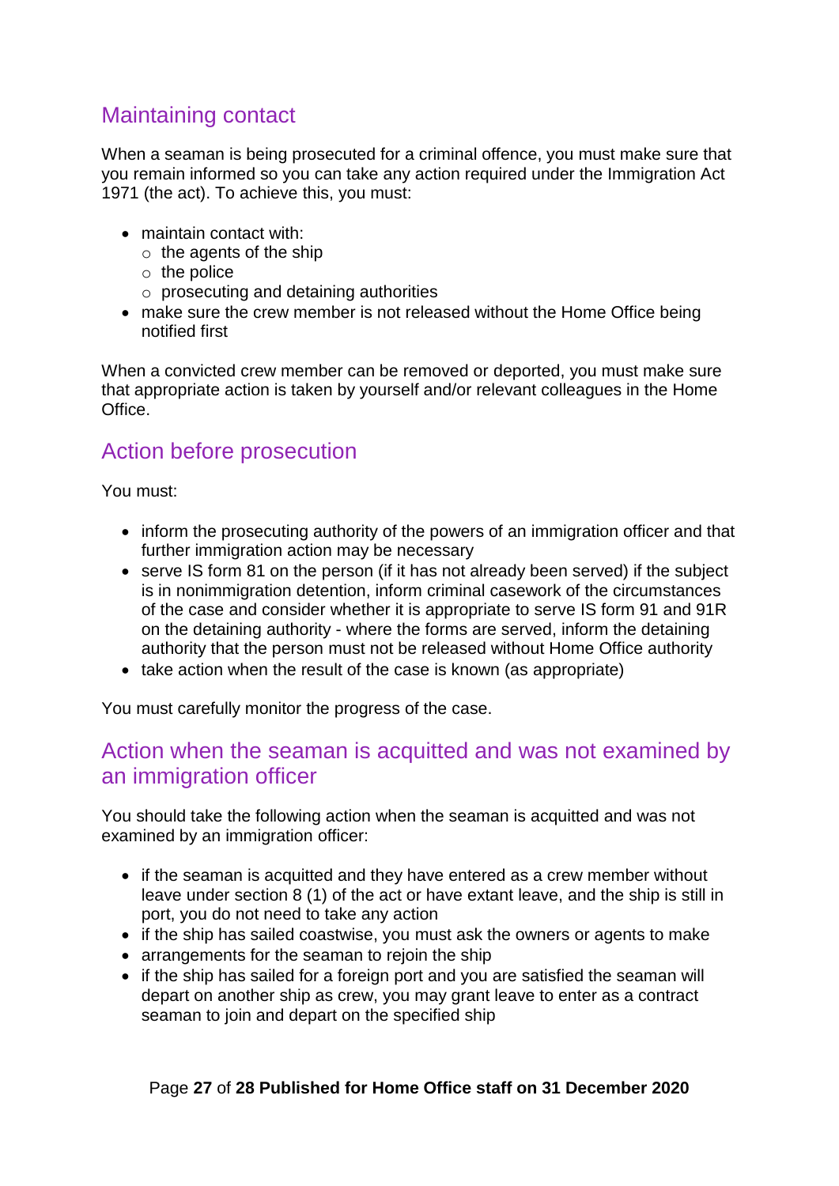## Maintaining contact

When a seaman is being prosecuted for a criminal offence, you must make sure that you remain informed so you can take any action required under the Immigration Act 1971 (the act). To achieve this, you must:

- maintain contact with:
  - the agents of the ship
  - the police
  - prosecuting and detaining authorities
- make sure the crew member is not released without the Home Office being notified first

When a convicted crew member can be removed or deported, you must make sure that appropriate action is taken by yourself and/or relevant colleagues in the Home Office.

## Action before prosecution

You must:

- inform the prosecuting authority of the powers of an immigration officer and that further immigration action may be necessary
- serve IS form 81 on the person (if it has not already been served) if the subject is in nonimmigration detention, inform criminal casework of the circumstances of the case and consider whether it is appropriate to serve IS form 91 and 91R on the detaining authority - where the forms are served, inform the detaining authority that the person must not be released without Home Office authority
- take action when the result of the case is known (as appropriate)

You must carefully monitor the progress of the case.

## Action when the seaman is acquitted and was not examined by an immigration officer

You should take the following action when the seaman is acquitted and was not examined by an immigration officer:

- if the seaman is acquitted and they have entered as a crew member without leave under section 8 (1) of the act or have extant leave, and the ship is still in port, you do not need to take any action
- if the ship has sailed coastwise, you must ask the owners or agents to make
- arrangements for the seaman to rejoin the ship
- if the ship has sailed for a foreign port and you are satisfied the seaman will depart on another ship as crew, you may grant leave to enter as a contract seaman to join and depart on the specified ship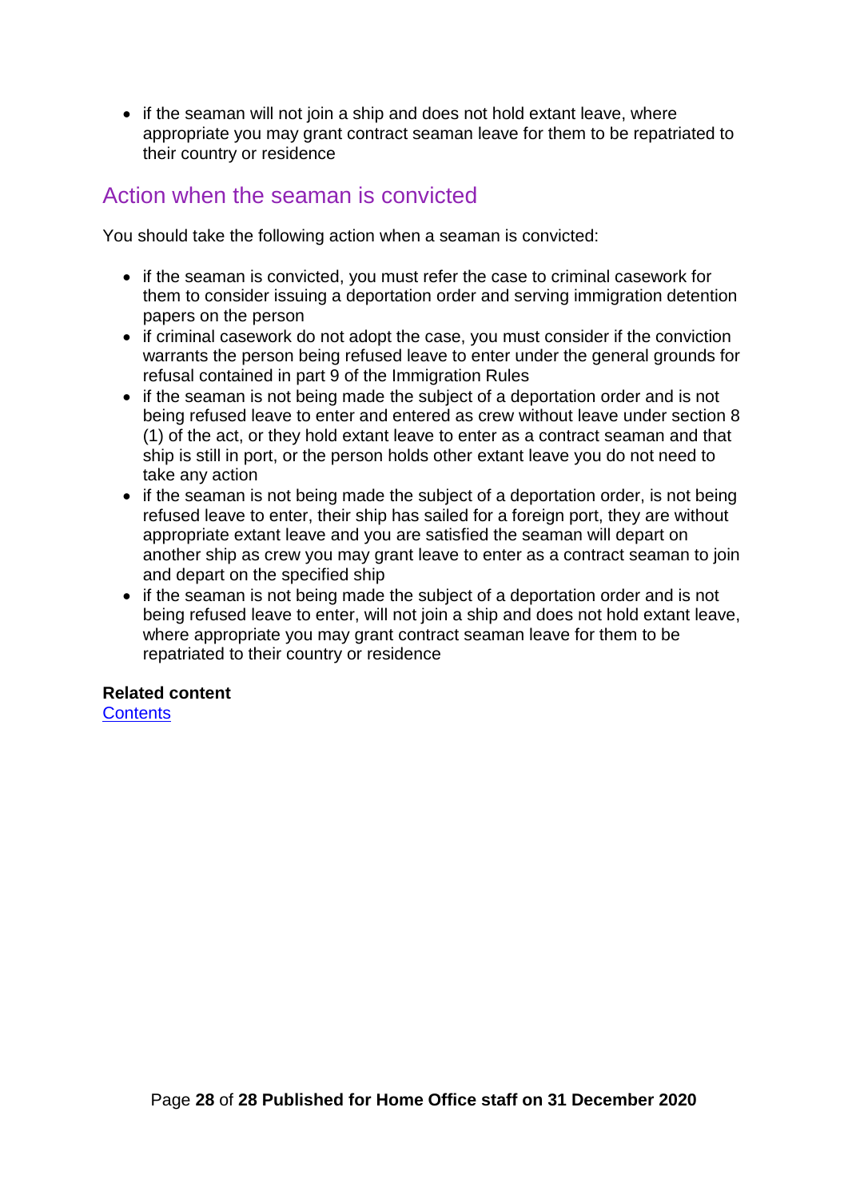- if the seaman will not join a ship and does not hold extant leave, where appropriate you may grant contract seaman leave for them to be repatriated to their country or residence

## Action when the seaman is convicted

You should take the following action when a seaman is convicted:

- if the seaman is convicted, you must refer the case to criminal casework for them to consider issuing a deportation order and serving immigration detention papers on the person
- if criminal casework do not adopt the case, you must consider if the conviction warrants the person being refused leave to enter under the general grounds for refusal contained in part 9 of the Immigration Rules
- if the seaman is not being made the subject of a deportation order and is not being refused leave to enter and entered as crew without leave under section 8 (1) of the act, or they hold extant leave to enter as a contract seaman and that ship is still in port, or the person holds other extant leave you do not need to take any action
- if the seaman is not being made the subject of a deportation order, is not being refused leave to enter, their ship has sailed for a foreign port, they are without appropriate extant leave and you are satisfied the seaman will depart on another ship as crew you may grant leave to enter as a contract seaman to join and depart on the specified ship
- if the seaman is not being made the subject of a deportation order and is not being refused leave to enter, will not join a ship and does not hold extant leave, where appropriate you may grant contract seaman leave for them to be repatriated to their country or residence

**Related content**
Contents